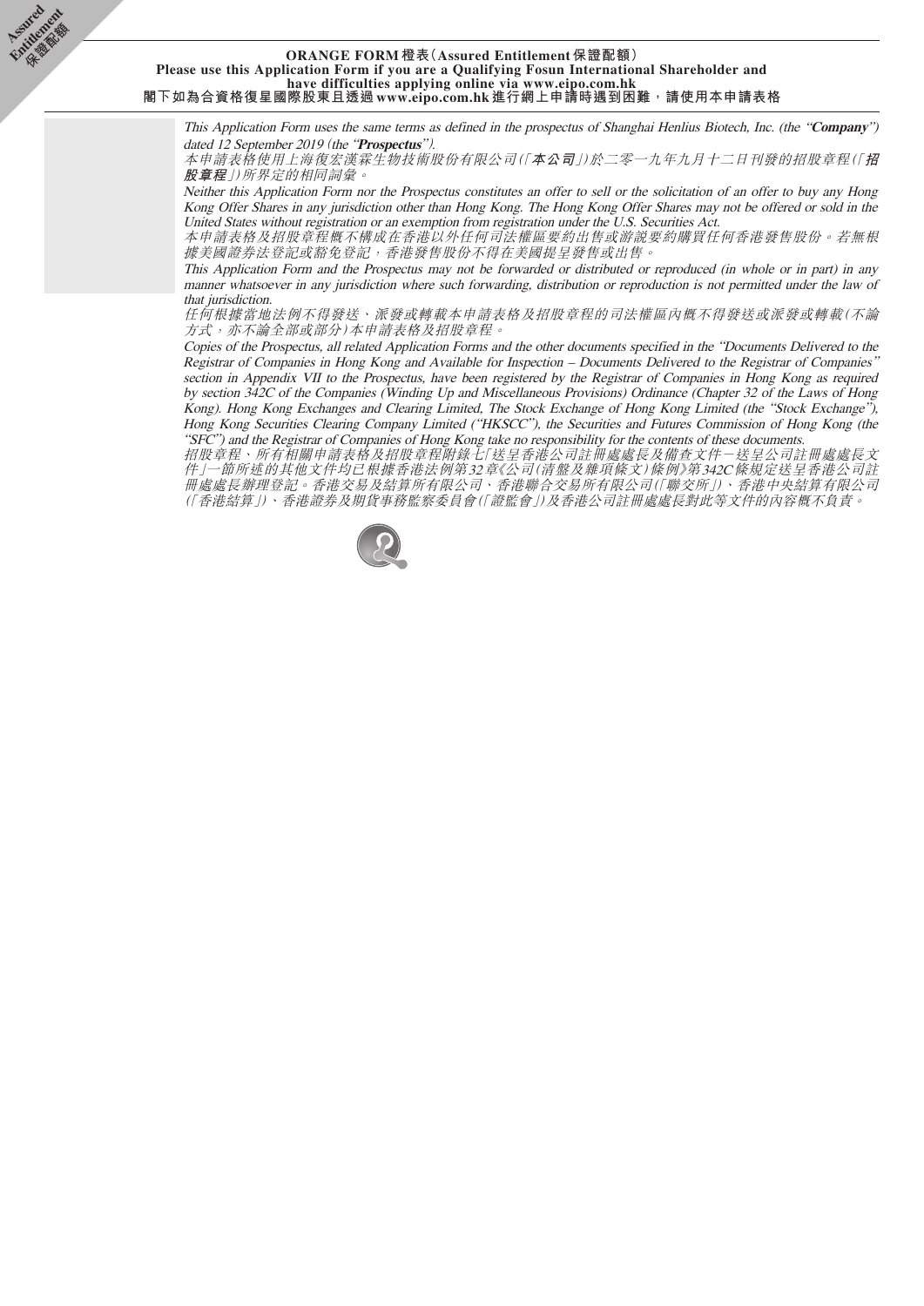**ORANGE FORM 橙表(Assured Entitlement 保證配額)**
**Please use this Application Form if you are a Qualifying Fosun International Shareholder and have difficulties applying online via www.eipo.com.hk**
**閣下如為合資格復星國際股東且透過 www.eipo.com.hk 進行網上申請時遇到困難,請使用本申請表格**

*This Application Form uses the same terms as defined in the prospectus of Shanghai Henlius Biotech, Inc. (the "**Company**") dated 12 September 2019 (the "**Prospectus**").*

*本申請表格使用上海復宏漢霖生物技術股份有限公司(「**本公司**」)於二零一九年九月十二日刊發的招股章程(「**招股章程**」)所界定的相同詞彙。*

*Neither this Application Form nor the Prospectus constitutes an offer to sell or the solicitation of an offer to buy any Hong Kong Offer Shares in any jurisdiction other than Hong Kong. The Hong Kong Offer Shares may not be offered or sold in the United States without registration or an exemption from registration under the U.S. Securities Act.*

*本申請表格及招股章程概不構成在香港以外任何司法權區要約出售或游說要約購買任何香港發售股份。若無根據美國證券法登記或豁免登記,香港發售股份不得在美國提呈發售或出售。*

*This Application Form and the Prospectus may not be forwarded or distributed or reproduced (in whole or in part) in any manner whatsoever in any jurisdiction where such forwarding, distribution or reproduction is not permitted under the law of that jurisdiction.*

*任何根據當地法例不得發送、派發或轉載本申請表格及招股章程的司法權區內概不得發送或派發或轉載(不論方式,亦不論全部或部分)本申請表格及招股章程。*

*Copies of the Prospectus, all related Application Forms and the other documents specified in the "Documents Delivered to the Registrar of Companies in Hong Kong and Available for Inspection – Documents Delivered to the Registrar of Companies" section in Appendix VII to the Prospectus, have been registered by the Registrar of Companies in Hong Kong as required by section 342C of the Companies (Winding Up and Miscellaneous Provisions) Ordinance (Chapter 32 of the Laws of Hong Kong). Hong Kong Exchanges and Clearing Limited, The Stock Exchange of Hong Kong Limited (the "Stock Exchange"), Hong Kong Securities Clearing Company Limited ("HKSCC"), the Securities and Futures Commission of Hong Kong (the "SFC") and the Registrar of Companies of Hong Kong take no responsibility for the contents of these documents.*

*招股章程、所有相關申請表格及招股章程附錄七「送呈香港公司註冊處處長及備查文件-送呈公司註冊處處長文件」一節所述的其他文件均已根據香港法例第32章《公司(清盤及雜項條文)條例》第342C條規定送呈香港公司註冊處處長辦理登記。香港交易及結算所有限公司、香港聯合交易所有限公司(「聯交所」)、香港中央結算有限公司(「香港結算」)、香港證券及期貨事務監察委員會(「證監會」)及香港公司註冊處處長對此等文件的內容概不負責。*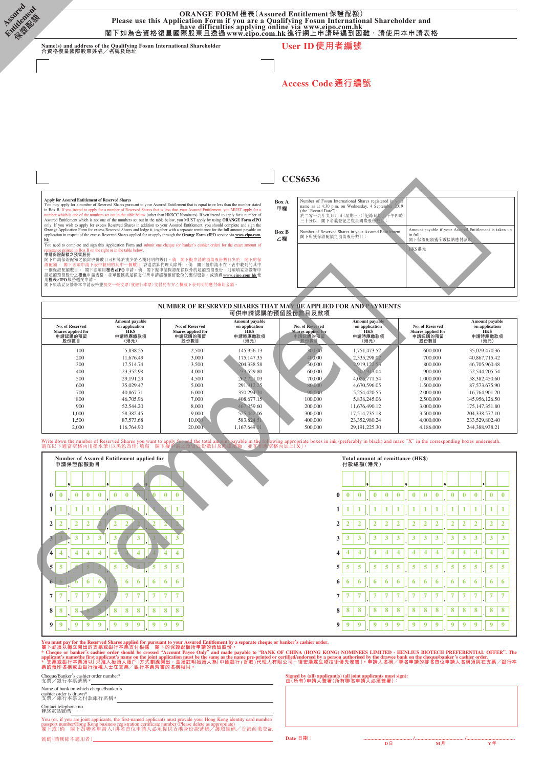Assured Entitlement 保證配額

# ORANGE FORM 橙表(Assured Entitlement 保證配額)

**Please use this Application Form if you are a Qualifying Fosun International Shareholder and have difficulties applying online via www.eipo.com.hk**

**閣下如為合資格復星國際股東且透過 www.eipo.com.hk 進行網上申請時遇到困難,請使用本申請表格**

Name(s) and address of the Qualifying Fosun International Shareholder
合資格復星國際股東姓名╱名稱及地址

**User ID 使用者編號**

**Access Code 通行編號**

**CCS6536**

**Apply for Assured Entitlement of Reserved Shares**

You may apply for a number of Reserved Shares pursuant to your Assured Entitlement that is equal to or less than the number stated in Box B. If you intend to apply for a number of Reserved Shares that is less than your Assured Entitlement, you MUST apply for a number which is one of the numbers set out in the table below (other than HKSCC Nominees). If you intend to apply for a number of Assured Entitlement which is not one of the numbers set out in the table below, you MUST apply by using ORANGE Form eIPO only. If you wish to apply for excess Reserved Shares in addition to your Assured Entitlement, you should complete and sign the Orange Application Form for excess Reserved Shares and lodge it, together with a separate remittance for the full amount payable on application in respect of the excess Reserved Shares applied for or apply through the Orange Form eIPO service via www.eipo.com.hk.

You need to complete and sign this Application Form and submit one cheque (or banker's cashier order) for the exact amount of remittance printed in Box B on the right or in the table below.

**申請保證配額之預留股份**

閣下申請保證配額之預留股份數目可相等於或少於乙欄列明的數目。倘 閣下擬申請的預留股份數目少於 閣下的保證配額, 閣下必須申請下表中載列的其中一個數目(香港結算代理人除外)。倘 閣下擬申請不在下表中載列的其中一個保證配額數目, 閣下必須用**橙表eIPO**申請。倘 閣下擬申請保證配額以外的超額預留股份,則須填妥並簽署申請超額預留股份之**橙色**申請表格,並單獨匯款足額支付所申請超額預留股份的應付股款,或透過www.eipo.com.hk使用**橙表eIPO**服務遞交申請。

閣下須填妥及簽署本申請表格並提交一張支票(或銀行本票)支付於右方乙欄或下表列明的應付確切金額。

| | | |
|---|---|---|
| **Box A 甲欄** | Number of Fosun International Shares registered in your name as at 4:30 p.m. on Wednesday, 4 September 2019 (the "Record Date"): 於二零一九年九月四日(星期三)(「記錄日期」)下午四時三十分以 閣下名義登記之復星國際股份數目: | |
| **Box B 乙欄** | Number of Reserved Shares in your Assured Entitlement: 閣下所獲保證配額之預留股份數目: | Amount payable if your Assured Entitlement is taken up in full: 閣下保證配額獲全數接納應付款項: HK$港元 |

## NUMBER OF RESERVED SHARES THAT MAY BE APPLIED FOR AND PAYMENTS 可供申請認購的預留股份數目及款項

| No. of Reserved Shares applied for 申請認購的預留股份數目 | Amount payable on application HK$ 申請時應繳款項(港元) | No. of Reserved Shares applied for 申請認購的預留股份數目 | Amount payable on application HK$ 申請時應繳款項(港元) | No. of Reserved Shares applied for 申請認購的預留股份數目 | Amount payable on application HK$ 申請時應繳款項(港元) | No. of Reserved Shares applied for 申請認購的預留股份數目 | Amount payable on application HK$ 申請時應繳款項(港元) |
|---|---|---|---|---|---|---|---|
| 100 | 5,838.25 | 2,500 | 145,956.13 | 30,000 | 1,751,473.52 | 600,000 | 35,029,470.36 |
| 200 | 11,676.49 | 3,000 | 175,147.35 | 40,000 | 2,335,298.02 | 700,000 | 40,867,715.42 |
| 300 | 17,514.74 | 3,500 | 204,338.58 | 50,000 | 2,919,122.53 | 800,000 | 46,705,960.48 |
| 400 | 23,352.98 | 4,000 | 233,529.80 | 60,000 | 3,502,947.04 | 900,000 | 52,544,205.54 |
| 500 | 29,191.23 | 4,500 | 262,721.03 | 70,000 | 4,086,771.54 | 1,000,000 | 58,382,450.60 |
| 600 | 35,029.47 | 5,000 | 291,912.25 | 80,000 | 4,670,596.05 | 1,500,000 | 87,573,675.90 |
| 700 | 40,867.71 | 6,000 | 350,294.70 | 90,000 | 5,254,420.55 | 2,000,000 | 116,764,901.20 |
| 800 | 46,705.96 | 7,000 | 408,677.15 | 100,000 | 5,838,245.06 | 2,500,000 | 145,956,126.50 |
| 900 | 52,544.20 | 8,000 | 467,059.60 | 200,000 | 11,676,490.12 | 3,000,000 | 175,147,351.80 |
| 1,000 | 58,382.45 | 9,000 | 525,442.06 | 300,000 | 17,514,735.18 | 3,500,000 | 204,338,577.10 |
| 1,500 | 87,573.68 | 10,000 | 583,824.51 | 400,000 | 23,352,980.24 | 4,000,000 | 233,529,802.40 |
| 2,000 | 116,764.90 | 20,000 | 1,167,649.01 | 500,000 | 29,191,225.30 | 4,186,000 | 244,388,938.21 |

Write down the number of Reserved Shares you want to apply for and the total amount payable in the following appropriate boxes in ink (preferably in black) and mark "X" in the corresponding boxes underneath.
請在以下適當空格內用墨水筆(以黑色為佳)填寫 閣下擬申請之預留股份數目及應繳總額,並在相應空格內加上「X」。

**Number of Assured Entitlement applied for 申請保證配額數目**

**Total amount of remittance (HK$) 付款總額(港元)**

**You must pay for the Reserved Shares applied for pursuant to your Assured Entitlement by a separate cheque or banker's cashier order.**
**閣下必須以獨立開出的支票或銀行本票支付根據 閣下的保證配額所申請的預留股份。**

* Cheque or banker's cashier order should be crossed "Account Payee Only" and made payable to "BANK OF CHINA (HONG KONG) NOMINEES LIMITED - HENLIUS BIOTECH PREFERENTIAL OFFER". The applicant's name/the first applicant's name on the joint application must be the same as the name pre-printed or certified/endorsed by a person authorised by the drawee bank on the cheque/banker's cashier order.
* 支票或銀行本票須以「只准入抬頭人賬戶」方式劃線開出,並須註明抬頭人為「中國銀行(香港)代理人有限公司－復宏漢霖生物技術優先發售」。申請人名稱╱聯名申請的排名首位申請人名稱須與在支票╱銀行本票的預印名稱或由銀行授權人士在支票╱銀行本票背書的名稱相同。

Cheque/Banker's cashier order number*
支票╱銀行本票號碼*

Name of bank on which cheque/banker's cashier order is drawn*
支票╱銀行本票之付款銀行名稱*

Contact telephone no.
聯絡電話號碼

You (or, if you are joint applicants, the first-named applicant) must provide your Hong Kong identity card number/passport number/Hong Kong business registration certificate number (Please delete as appropriate)
閣下或(倘 閣下為聯名申請人)排名首位申請人必須提供香港身份證號碼╱護照號碼╱香港商業登記號碼(請刪除不適用者)

Signed by (all) applicant(s) (all joint applicants must sign):
由(所有)申請人簽署(所有聯名申請人必須簽署):

Date 日期: ............ / ............ / ............
D 日 M 月 Y 年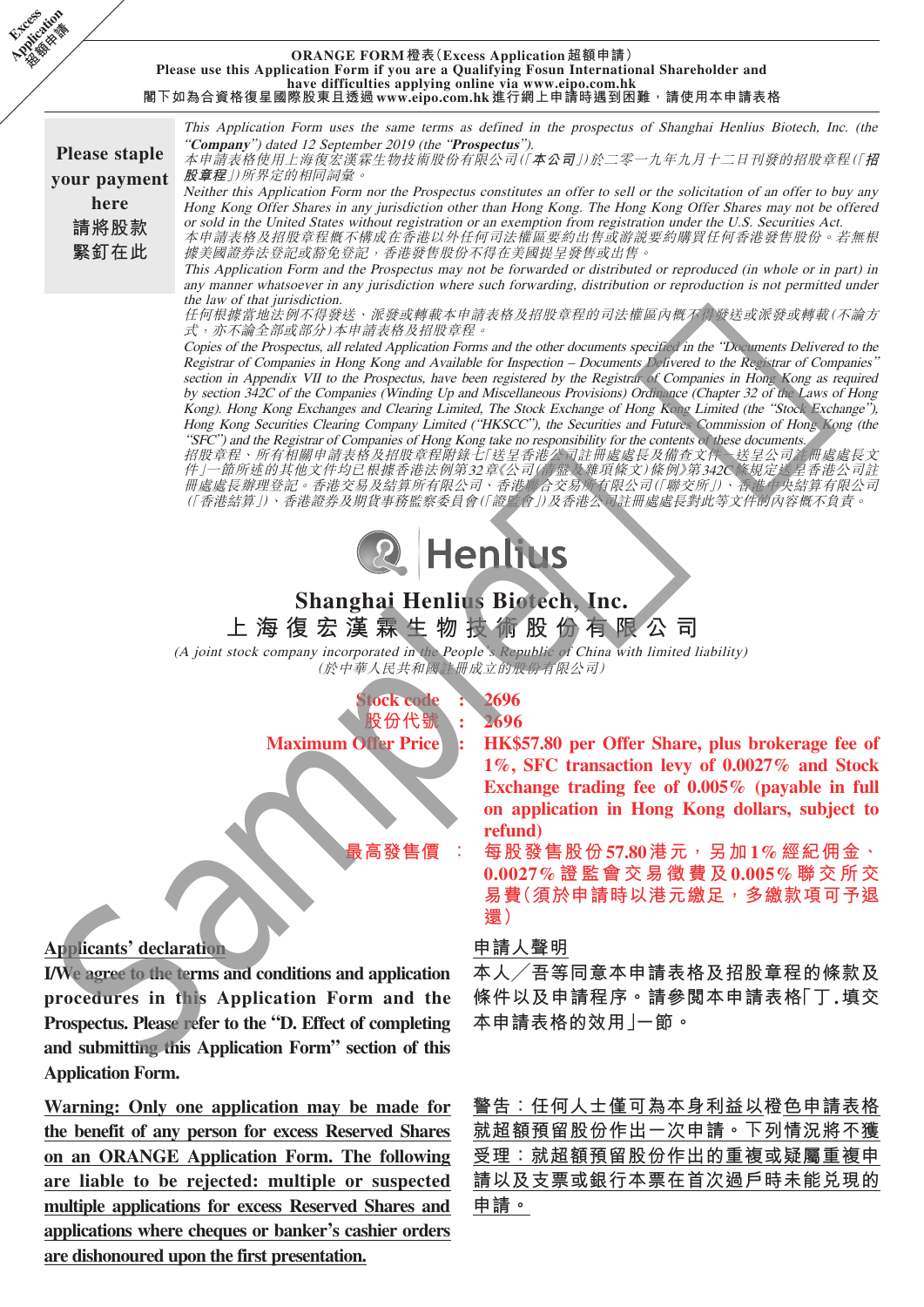Excess Application 超額申請

**ORANGE FORM 橙表（Excess Application 超額申請）**
**Please use this Application Form if you are a Qualifying Fosun International Shareholder and have difficulties applying online via www.eipo.com.hk**
**閣下如為合資格復星國際股東且透過 www.eipo.com.hk 進行網上申請時遇到困難，請使用本申請表格**

**Please staple your payment here**
**請將股款緊釘在此**

*This Application Form uses the same terms as defined in the prospectus of Shanghai Henlius Biotech, Inc. (the "**Company**") dated 12 September 2019 (the "**Prospectus**").*
*本申請表格使用上海復宏漢霖生物技術股份有限公司（「**本公司**」）於二零一九年九月十二日刊發的招股章程（「**招股章程**」）所界定的相同詞彙。*

*Neither this Application Form nor the Prospectus constitutes an offer to sell or the solicitation of an offer to buy any Hong Kong Offer Shares in any jurisdiction other than Hong Kong. The Hong Kong Offer Shares may not be offered or sold in the United States without registration or an exemption from registration under the U.S. Securities Act.*
*本申請表格及招股章程概不構成在香港以外任何司法權區要約出售或游說要約購買任何香港發售股份。若無根據美國證券法登記或豁免登記，香港發售股份不得在美國提呈發售或出售。*

*This Application Form and the Prospectus may not be forwarded or distributed or reproduced (in whole or in part) in any manner whatsoever in any jurisdiction where such forwarding, distribution or reproduction is not permitted under the law of that jurisdiction.*
*任何根據當地法例不得發送、派發或轉載本申請表格及招股章程的司法權區內概不得發送或派發或轉載（不論方式，亦不論全部或部分）本申請表格及招股章程。*

*Copies of the Prospectus, all related Application Forms and the other documents specified in the "Documents Delivered to the Registrar of Companies in Hong Kong and Available for Inspection – Documents Delivered to the Registrar of Companies" section in Appendix VII to the Prospectus, have been registered by the Registrar of Companies in Hong Kong as required by section 342C of the Companies (Winding Up and Miscellaneous Provisions) Ordinance (Chapter 32 of the Laws of Hong Kong). Hong Kong Exchanges and Clearing Limited, The Stock Exchange of Hong Kong Limited (the "Stock Exchange"), Hong Kong Securities Clearing Company Limited ("HKSCC"), the Securities and Futures Commission of Hong Kong (the "SFC") and the Registrar of Companies of Hong Kong take no responsibility for the contents of these documents.*
*招股章程、所有相關申請表格及招股章程附錄七「送呈香港公司註冊處處長及備查文件－送呈公司註冊處處長文件」一節所述的其他文件已根據香港法例第32章《公司（清盤及雜項條文）條例》第342C條規定送呈香港公司註冊處處長辦理登記。香港交易及結算所有限公司、香港聯合交易所有限公司（「聯交所」）、香港中央結算有限公司（「香港結算」）、香港證券及期貨事務監察委員會（「證監會」）及香港公司註冊處處長對此等文件的內容概不負責。*

Henlius

# Shanghai Henlius Biotech, Inc.
# 上海復宏漢霖生物技術股份有限公司

*(A joint stock company incorporated in the People's Republic of China with limited liability)*
*（於中華人民共和國註冊成立的股份有限公司）*

| | | |
|---|---|---|
| **Stock code** | : | **2696** |
| **股份代號** | : | **2696** |
| **Maximum Offer Price** | : | **HK$57.80 per Offer Share, plus brokerage fee of 1%, SFC transaction levy of 0.0027% and Stock Exchange trading fee of 0.005% (payable in full on application in Hong Kong dollars, subject to refund)** |
| **最高發售價** | : | **每股發售股份57.80港元，另加1%經紀佣金、0.0027%證監會交易徵費及0.005%聯交所交易費（須於申請時以港元繳足，多繳款項可予退還）** |

**Applicants' declaration**

**I/We agree to the terms and conditions and application procedures in this Application Form and the Prospectus. Please refer to the "D. Effect of completing and submitting this Application Form" section of this Application Form.**

**申請人聲明**

**本人／吾等同意本申請表格及招股章程的條款及條件以及申請程序。請參閱本申請表格「丁.填交本申請表格的效用」一節。**

**Warning: Only one application may be made for the benefit of any person for excess Reserved Shares on an ORANGE Application Form. The following are liable to be rejected: multiple or suspected multiple applications for excess Reserved Shares and applications where cheques or banker's cashier orders are dishonoured upon the first presentation.**

**警告：任何人士僅可為本身利益以橙色申請表格就超額預留股份作出一次申請。下列情況將不獲受理：就超額預留股份作出的重複或疑屬重複申請以及支票或銀行本票在首次過戶時未能兌現的申請。**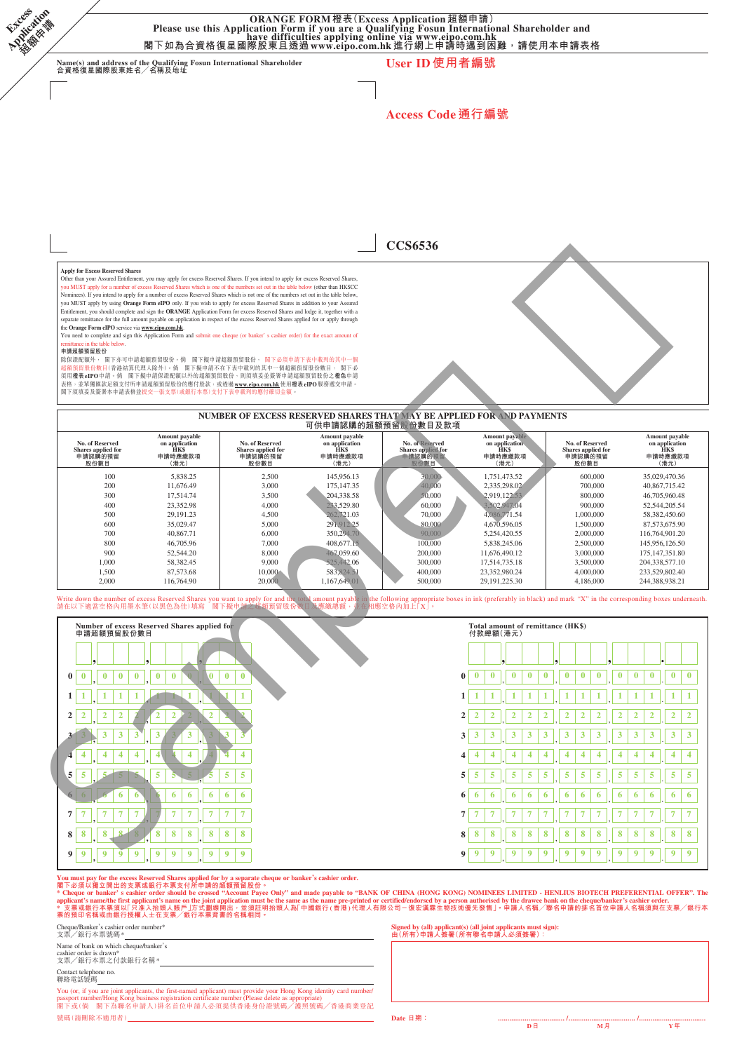Excess Application 超額申請

# ORANGE FORM 橙表（Excess Application 超額申請）

**Please use this Application Form if you are a Qualifying Fosun International Shareholder and have difficulties applying online via www.eipo.com.hk**
**閣下如為合資格復星國際股東且透過 www.eipo.com.hk 進行網上申請時遇到困難，請使用本申請表格**

Name(s) and address of the Qualifying Fosun International Shareholder
合資格復星國際股東姓名／名稱及地址

**User ID 使用者編號**

**Access Code 通行編號**

**CCS6536**

**Apply for Excess Reserved Shares**

Other than your Assured Entitlement, you may apply for excess Reserved Shares. If you intend to apply for excess Reserved Shares, you MUST apply for a number of excess Reserved Shares which is one of the numbers set out in the table below (other than HKSCC Nominees). If you intend to apply for a number of excess Reserved Shares which is not one of the numbers set out in the table below, you MUST apply by using **Orange Form eIPO** only. If you wish to apply for excess Reserved Shares in addition to your Assured Entitlement, you should complete and sign the **ORANGE** Application Form for excess Reserved Shares and lodge it, together with a separate remittance for the full amount payable on application in respect of the excess Reserved Shares applied for or apply through the **Orange Form eIPO** service via **www.eipo.com.hk**.

You need to complete and sign this Application Form and submit one cheque (or banker's cashier order) for the exact amount of remittance in the table below.

**申請超額預留股份**

除保證配額外，閣下亦可申請超額預留股份。倘閣下擬申請超額預留股份，閣下必須申請下表中載列的其中一個超額預留股份數目（香港結算代理人除外）。倘閣下擬申請不在下表中載列的其中一個超額預留股份數目，閣下必須用**橙表eIPO**申請。倘閣下擬申請保證配額以外的超額預留股份，則須填妥並簽署申請超額預留股份之**橙色**申請表格，並單獨匯款足額支付所申請超額預留股份的應付款款，或透過 **www.eipo.com.hk** 使用**橙表eIPO**服務遞交申請。

閣下須填妥及簽署本申請表格並提交一張支票（或銀行本票）支付下表中載列的應付確切金額。

**NUMBER OF EXCESS RESERVED SHARES THAT MAY BE APPLIED FOR AND PAYMENTS**
**可供申請認購的超額預留股份數目及款項**

| No. of Reserved Shares applied for 申請認購的預留股份數目 | Amount payable on application HK$ 申請時應繳款項（港元） | No. of Reserved Shares applied for 申請認購的預留股份數目 | Amount payable on application HK$ 申請時應繳款項（港元） | No. of Reserved Shares applied for 申請認購的預留股份數目 | Amount payable on application HK$ 申請時應繳款項（港元） | No. of Reserved Shares applied for 申請認購的預留股份數目 | Amount payable on application HK$ 申請時應繳款項（港元） |
|---|---|---|---|---|---|---|---|
| 100 | 5,838.25 | 2,500 | 145,956.13 | 30,000 | 1,751,473.52 | 600,000 | 35,029,470.36 |
| 200 | 11,676.49 | 3,000 | 175,147.35 | 40,000 | 2,335,298.02 | 700,000 | 40,867,715.42 |
| 300 | 17,514.74 | 3,500 | 204,338.58 | 50,000 | 2,919,122.53 | 800,000 | 46,705,960.48 |
| 400 | 23,352.98 | 4,000 | 233,529.80 | 60,000 | 3,502,947.04 | 900,000 | 52,544,205.54 |
| 500 | 29,191.23 | 4,500 | 262,721.03 | 70,000 | 4,086,771.54 | 1,000,000 | 58,382,450.60 |
| 600 | 35,029.47 | 5,000 | 291,912.25 | 80,000 | 4,670,596.05 | 1,500,000 | 87,573,675.90 |
| 700 | 40,867.71 | 6,000 | 350,294.70 | 90,000 | 5,254,420.55 | 2,000,000 | 116,764,901.20 |
| 800 | 46,705.96 | 7,000 | 408,677.15 | 100,000 | 5,838,245.06 | 2,500,000 | 145,956,126.50 |
| 900 | 52,544.20 | 8,000 | 467,059.60 | 200,000 | 11,676,490.12 | 3,000,000 | 175,147,351.80 |
| 1,000 | 58,382.45 | 9,000 | 525,442.06 | 300,000 | 17,514,735.18 | 3,500,000 | 204,338,577.10 |
| 1,500 | 87,573.68 | 10,000 | 583,824.51 | 400,000 | 23,352,980.24 | 4,000,000 | 233,529,802.40 |
| 2,000 | 116,764.90 | 20,000 | 1,167,649.01 | 500,000 | 29,191,225.30 | 4,186,000 | 244,388,938.21 |

Write down the number of excess Reserved Shares you want to apply for and the total amount payable in the following appropriate boxes in ink (preferably in black) and mark "X" in the corresponding boxes underneath.
請在以下適當空格內用墨水筆（以黑色為佳）填寫閣下擬申請之超額預留股份數目及應繳總額，並在相應空格內加上「X」。

**Number of excess Reserved Shares applied for**
**申請超額預留股份數目**

**Total amount of remittance (HK$)**
**付款總額（港元）**

**You must pay for the excess Reserved Shares applied for by a separate cheque or banker's cashier order.**
**閣下必須以獨立開出的支票或銀行本票支付所申請的超額預留股份。**

\* **Cheque or banker's cashier order should be crossed "Account Payee Only" and made payable to "BANK OF CHINA (HONG KONG) NOMINEES LIMITED - HENLIUS BIOTECH PREFERENTIAL OFFER". The applicant's name/the first applicant's name on the joint application must be the same as the name pre-printed or certified/endorsed by a person authorised by the drawee bank on the cheque/banker's cashier order.**
\* **支票或銀行本票須以「只准入抬頭人賬戶」方式劃線開出，並須註明抬頭人為「中國銀行（香港）代理人有限公司－復宏漢霖生物技術優先發售」。申請人姓名／聯名申請的排名首位申請人名稱須與在支票／銀行本票的預印名稱或由銀行授權人士在支票／銀行本票背書的名稱相同。**

Cheque/Banker's cashier order number*
支票／銀行本票號碼*

Name of bank on which cheque/banker's cashier order is drawn*
支票／銀行本票之付款銀行名稱*

Contact telephone no.
聯絡電話號碼

You (or, if you are joint applicants, the first-named applicant) must provide your Hong Kong identity card number/passport number/Hong Kong business registration certificate number (Please delete as appropriate)
閣下或（倘閣下為聯名申請人）排名首位申請人必須提供香港身份證號碼／護照號碼／香港商業登記號碼（請刪除不適用者）

Signed by (all) applicant(s) (all joint applicants must sign):
由（所有）申請人簽署（所有聯名申請人必須簽署）：

Date 日期： ........ / ........ / ........
D 日 M 月 Y 年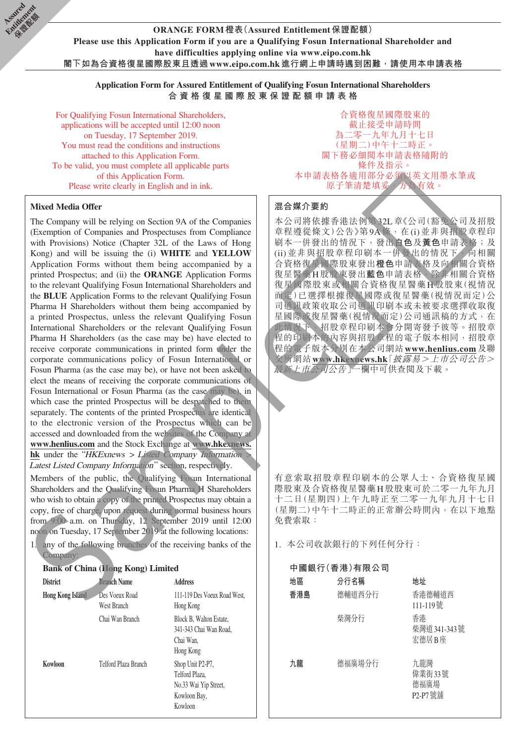Assured Entitlement 保證配額

**ORANGE FORM 橙表(Assured Entitlement 保證配額)**

**Please use this Application Form if you are a Qualifying Fosun International Shareholder and have difficulties applying online via www.eipo.com.hk**

**閣下如為合資格復星國際股東且透過www.eipo.com.hk進行網上申請時遇到困難,請使用本申請表格**

## Application Form for Assured Entitlement of Qualifying Fosun International Shareholders
## 合資格復星國際股東保證配額申請表格

For Qualifying Fosun International Shareholders, applications will be accepted until 12:00 noon on Tuesday, 17 September 2019.
You must read the conditions and instructions attached to this Application Form.
To be valid, you must complete all applicable parts of this Application Form.
Please write clearly in English and in ink.

合資格復星國際股東的截止接受申請時間為二零一九年九月十七日(星期二)中午十二時正。
閣下務必細閱本申請表格隨附的條件及指示。
本申請表格各適用部分必須以英文用墨水筆或原子筆清楚填妥,方為有效。

### Mixed Media Offer

The Company will be relying on Section 9A of the Companies (Exemption of Companies and Prospectuses from Compliance with Provisions) Notice (Chapter 32L of the Laws of Hong Kong) and will be issuing the (i) **WHITE** and **YELLOW** Application Forms without them being accompanied by a printed Prospectus; and (ii) the **ORANGE** Application Forms to the relevant Qualifying Fosun International Shareholders and the **BLUE** Application Forms to the relevant Qualifying Fosun Pharma H Shareholders without them being accompanied by a printed Prospectus, unless the relevant Qualifying Fosun International Shareholders or the relevant Qualifying Fosun Pharma H Shareholders (as the case may be) have elected to receive corporate communications in printed form under the corporate communications policy of Fosun International or Fosun Pharma (as the case may be), or have not been asked to elect the means of receiving the corporate communications of Fosun International or Fosun Pharma (as the case may be), in which case the printed Prospectus will be despatched to them separately. The contents of the printed Prospectus are identical to the electronic version of the Prospectus which can be accessed and downloaded from the websites of the Company at **www.henlius.com** and the Stock Exchange at **www.hkexnews.hk** under the "*HKExnews > Listed Company Information > Latest Listed Company Information*" section, respectively.

Members of the public, the Qualifying Fosun International Shareholders and the Qualifying Fosun Pharma H Shareholders who wish to obtain a copy of the printed Prospectus may obtain a copy, free of charge, upon request during normal business hours from 9:00 a.m. on Thursday, 12 September 2019 until 12:00 noon on Tuesday, 17 September 2019 at the following locations:

1. any of the following branches of the receiving banks of the Company:

**Bank of China (Hong Kong) Limited**

| District | Branch Name | Address |
|---|---|---|
| Hong Kong Island | Des Voeux Road West Branch | 111-119 Des Voeux Road West, Hong Kong |
| | Chai Wan Branch | Block B, Walton Estate, 341-343 Chai Wan Road, Chai Wan, Hong Kong |
| Kowloon | Telford Plaza Branch | Shop Unit P2-P7, Telford Plaza, No.33 Wai Yip Street, Kowloon Bay, Kowloon |

### 混合媒介要約

本公司將依據香港法例第32L章《公司(豁免公司及招股章程遵從條文)公告》第9A條,在(i)並非與招股章程印刷本一併發出的情況下,發出**白色**及**黃色**申請表格;及(ii)並非與招股章程印刷本一併發出的情況下,向相關合資格復星國際股東發出**橙色**申請表格及向相關合資格復星醫藥H股股東發出**藍色**申請表格,除非相關合資格復星國際股東或相關合資格復星醫藥H股股東(視情況而定)已選擇根據復星國際或復星醫藥(視情況而定)公司通訊政策收取公司通訊印刷本或未被要求選擇收取復星國際或復星醫藥(視情況而定)公司通訊稿的方式,在此情況下,招股章程印刷本會分開寄發予彼等。招股章程的印刷本的內容與招股章程的電子版本相同,招股章程的電子版本分別在本公司網站**www.henlius.com**及聯交所網站**www.hkexnews.hk**「*披露易>上市公司公告>最新上市公司公告*」一欄中可供查閱及下載。

有意索取招股章程印刷本的公眾人士、合資格復星國際股東及合資格復星醫藥H股股東可於二零一九年九月十二日(星期四)上午九時正至二零一九年九月十七日(星期二)中午十二時正的正常辦公時間內,在以下地點免費索取:

1. 本公司收款銀行的下列任何分行:

**中國銀行(香港)有限公司**

| 地區 | 分行名稱 | 地址 |
|---|---|---|
| 香港島 | 德輔道西分行 | 香港德輔道西111-119號 |
| | 柴灣分行 | 香港柴灣道341-343號宏德居B座 |
| 九龍 | 德福廣場分行 | 九龍灣偉業街33號德福廣場P2-P7號舖 |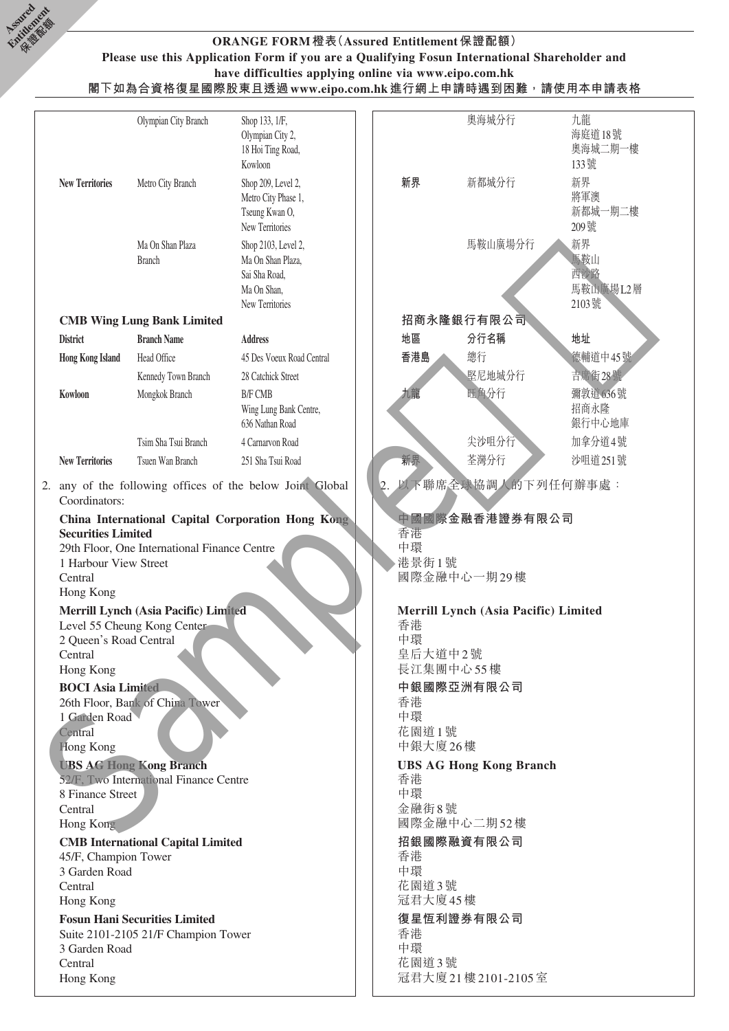**ORANGE FORM 橙表(Assured Entitlement 保證配額)**
**Please use this Application Form if you are a Qualifying Fosun International Shareholder and have difficulties applying online via www.eipo.com.hk**
**閣下如為合資格復星國際股東且透過www.eipo.com.hk進行網上申請時遇到困難，請使用本申請表格**

| | | |
|---|---|---|
| | Olympian City Branch | Shop 133, 1/F, Olympian City 2, 18 Hoi Ting Road, Kowloon |
| **New Territories** | Metro City Branch | Shop 209, Level 2, Metro City Phase 1, Tseung Kwan O, New Territories |
| | Ma On Shan Plaza Branch | Shop 2103, Level 2, Ma On Shan Plaza, Sai Sha Road, Ma On Shan, New Territories |

**CMB Wing Lung Bank Limited**

| District | Branch Name | Address |
|---|---|---|
| **Hong Kong Island** | Head Office | 45 Des Voeux Road Central |
| | Kennedy Town Branch | 28 Catchick Street |
| **Kowloon** | Mongkok Branch | B/F CMB Wing Lung Bank Centre, 636 Nathan Road |
| | Tsim Sha Tsui Branch | 4 Carnarvon Road |
| **New Territories** | Tsuen Wan Branch | 251 Sha Tsui Road |

2. any of the following offices of the below Joint Global Coordinators:

**China International Capital Corporation Hong Kong Securities Limited**
29th Floor, One International Finance Centre
1 Harbour View Street
Central
Hong Kong

**Merrill Lynch (Asia Pacific) Limited**
Level 55 Cheung Kong Center
2 Queen's Road Central
Central
Hong Kong

**BOCI Asia Limited**
26th Floor, Bank of China Tower
1 Garden Road
Central
Hong Kong

**UBS AG Hong Kong Branch**
52/F, Two International Finance Centre
8 Finance Street
Central
Hong Kong

**CMB International Capital Limited**
45/F, Champion Tower
3 Garden Road
Central
Hong Kong

**Fosun Hani Securities Limited**
Suite 2101-2105 21/F Champion Tower
3 Garden Road
Central
Hong Kong

| | | |
|---|---|---|
| | 奧海城分行 | 九龍海庭道18號奧海城二期一樓133號 |
| **新界** | 新都城分行 | 新界將軍澳新都城一期二樓209號 |
| | 馬鞍山廣場分行 | 新界馬鞍山西沙路馬鞍山廣場L2層2103號 |

**招商永隆銀行有限公司**

| 地區 | 分行名稱 | 地址 |
|---|---|---|
| **香港島** | 總行 | 德輔道中45號 |
| | 堅尼地城分行 | 吉席街28號 |
| **九龍** | 旺角分行 | 彌敦道636號招商永隆銀行中心地庫 |
| | 尖沙咀分行 | 加拿分道4號 |
| **新界** | 荃灣分行 | 沙咀道251號 |

2. 以下聯席全球協調人的下列任何辦事處：

**中國國際金融香港證券有限公司**
香港
中環
港景街1號
國際金融中心一期29樓

**Merrill Lynch (Asia Pacific) Limited**
香港
中環
皇后大道中2號
長江集團中心55樓

**中銀國際亞洲有限公司**
香港
中環
花園道1號
中銀大廈26樓

**UBS AG Hong Kong Branch**
香港
中環
金融街8號
國際金融中心二期52樓

**招銀國際融資有限公司**
香港
中環
花園道3號
冠君大廈45樓

**復星恒利證券有限公司**
香港
中環
花園道3號
冠君大廈21樓2101-2105室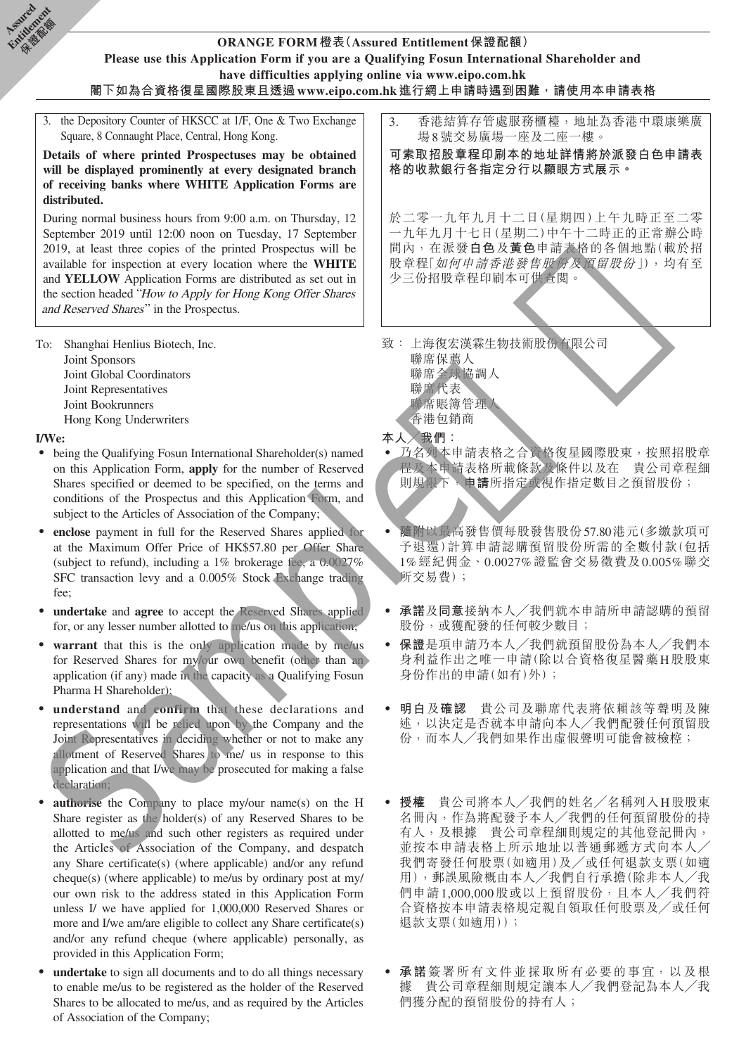**ORANGE FORM 橙表（Assured Entitlement 保證配額）**

**Please use this Application Form if you are a Qualifying Fosun International Shareholder and have difficulties applying online via www.eipo.com.hk**

**閣下如為合資格復星國際股東且透過www.eipo.com.hk進行網上申請時遇到困難，請使用本申請表格**

3. the Depository Counter of HKSCC at 1/F, One & Two Exchange Square, 8 Connaught Place, Central, Hong Kong.

**Details of where printed Prospectuses may be obtained will be displayed prominently at every designated branch of receiving banks where WHITE Application Forms are distributed.**

During normal business hours from 9:00 a.m. on Thursday, 12 September 2019 until 12:00 noon on Tuesday, 17 September 2019, at least three copies of the printed Prospectus will be available for inspection at every location where the **WHITE** and **YELLOW** Application Forms are distributed as set out in the section headed "*How to Apply for Hong Kong Offer Shares and Reserved Shares*" in the Prospectus.

3. 香港結算存管處服務櫃檯，地址為香港中環康樂廣場8號交易廣場一座及二座一樓。

**可索取招股章程印刷本的地址詳情將於派發白色申請表格的收款銀行各指定分行以顯眼方式展示。**

於二零一九年九月十二日（星期四）上午九時正至二零一九年九月十七日（星期二）中午十二時正的正常辦公時間內，在派發**白色**及**黃色**申請表格的各個地點（載於招股章程「*如何申請香港發售股份及預留股份*」），均有至少三份招股章程印刷本可供查閱。

To: Shanghai Henlius Biotech, Inc.
Joint Sponsors
Joint Global Coordinators
Joint Representatives
Joint Bookrunners
Hong Kong Underwriters

致：上海復宏漢霖生物技術股份有限公司
聯席保薦人
聯席全球協調人
聯席代表
聯席賬簿管理人
香港包銷商

**I/We:**

- being the Qualifying Fosun International Shareholder(s) named on this Application Form, **apply** for the number of Reserved Shares specified or deemed to be specified, on the terms and conditions of the Prospectus and this Application Form, and subject to the Articles of Association of the Company;
- **enclose** payment in full for the Reserved Shares applied for at the Maximum Offer Price of HK$57.80 per Offer Share (subject to refund), including a 1% brokerage fee, a 0.0027% SFC transaction levy and a 0.005% Stock Exchange trading fee;
- **undertake** and **agree** to accept the Reserved Shares applied for, or any lesser number allotted to me/us on this application;
- **warrant** that this is the only application made by me/us for Reserved Shares for my/our own benefit (other than an application (if any) made in the capacity as a Qualifying Fosun Pharma H Shareholder);
- **understand** and **confirm** that these declarations and representations will be relied upon by the Company and the Joint Representatives in deciding whether or not to make any allotment of Reserved Shares to me/ us in response to this application and that I/we may be prosecuted for making a false declaration;
- **authorise** the Company to place my/our name(s) on the H Share register as the holder(s) of any Reserved Shares to be allotted to me/us and such other registers as required under the Articles of Association of the Company, and despatch any Share certificate(s) (where applicable) and/or any refund cheque(s) (where applicable) to me/us by ordinary post at my/our own risk to the address stated in this Application Form unless I/ we have applied for 1,000,000 Reserved Shares or more and I/we am/are eligible to collect any Share certificate(s) and/or any refund cheque (where applicable) personally, as provided in this Application Form;
- **undertake** to sign all documents and to do all things necessary to enable me/us to be registered as the holder of the Reserved Shares to be allocated to me/us, and as required by the Articles of Association of the Company;

**本人╱我們：**

- 乃名列本申請表格之合資格復星國際股東，按照招股章程及本申請表格所載條款及條件以及在　貴公司章程細則規限下，**申請**所指定或視作指定數目之預留股份；
- **隨附**以最高發售價每股發售股份57.80港元（多繳款項可予退還）計算申請認購預留股份所需的全數付款（包括1%經紀佣金、0.0027%證監會交易徵費及0.005%聯交所交易費）；
- **承諾**及**同意**接納本人╱我們就本申請所申請認購的預留股份，或獲配發的任何較少數目；
- **保證**是項申請乃本人╱我們就預留股份為本人╱我們本身利益作出之唯一申請（除以合資格復星醫藥H股股東身份作出的申請（如有）外）；
- **明白**及**確認**　貴公司及聯席代表將依賴該等聲明及陳述，以決定是否就本申請向本人╱我們配發任何預留股份，而本人╱我們如果作出虛假聲明可能會被檢控；
- **授權**　貴公司將本人╱我們的姓名╱名稱列入H股股東名冊內，作為將配發予本人╱我們的任何預留股份的持有人，及根據　貴公司章程細則規定的其他登記冊內，並按本申請表格上所示地址以普通郵遞方式向本人╱我們寄發任何股票（如適用）及╱或任何退款支票（如適用），郵誤風險概由本人╱我們自行承擔（除非本人╱我們申請1,000,000股或以上預留股份，且本人╱我們符合資格按本申請表格規定親自領取任何股票及╱或任何退款支票（如適用））；
- **承諾**簽署所有文件並採取所有必要的事宜，以及根據　貴公司章程細則規定讓本人╱我們登記為本人╱我們獲分配的預留股份的持有人；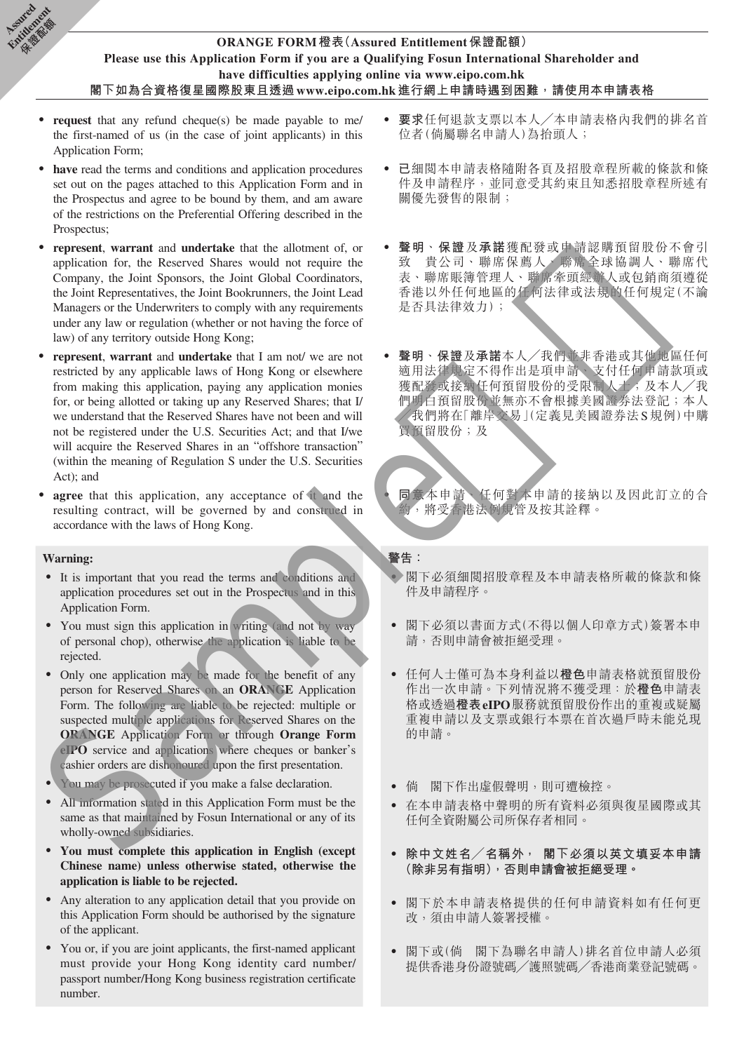Assured Entitlement 保證配額

**ORANGE FORM 橙表（Assured Entitlement 保證配額）**

**Please use this Application Form if you are a Qualifying Fosun International Shareholder and have difficulties applying online via www.eipo.com.hk**

**閣下如為合資格復星國際股東且透過www.eipo.com.hk進行網上申請時遇到困難，請使用本申請表格**

- **request** that any refund cheque(s) be made payable to me/the first-named of us (in the case of joint applicants) in this Application Form;
- **have** read the terms and conditions and application procedures set out on the pages attached to this Application Form and in the Prospectus and agree to be bound by them, and am aware of the restrictions on the Preferential Offering described in the Prospectus;
- **represent**, **warrant** and **undertake** that the allotment of, or application for, the Reserved Shares would not require the Company, the Joint Sponsors, the Joint Global Coordinators, the Joint Representatives, the Joint Bookrunners, the Joint Lead Managers or the Underwriters to comply with any requirements under any law or regulation (whether or not having the force of law) of any territory outside Hong Kong;
- **represent**, **warrant** and **undertake** that I am not/ we are not restricted by any applicable laws of Hong Kong or elsewhere from making this application, paying any application monies for, or being allotted or taking up any Reserved Shares; that I/we understand that the Reserved Shares have not been and will not be registered under the U.S. Securities Act; and that I/we will acquire the Reserved Shares in an "offshore transaction" (within the meaning of Regulation S under the U.S. Securities Act); and
- **agree** that this application, any acceptance of it and the resulting contract, will be governed by and construed in accordance with the laws of Hong Kong.

- **要求**任何退款支票以本人／本申請表格內我們的排名首位者（倘屬聯名申請人）為抬頭人；
- **已**細閱本申請表格隨附各頁及招股章程所載的條款和條件及申請程序，並同意受其約束且知悉招股章程所述有關優先發售的限制；
- **聲明**、**保證**及**承諾**獲配發或申請認購預留股份不會引致　貴公司、聯席保薦人、聯席全球協調人、聯席代表、聯席賬簿管理人、聯席牽頭經辦人或包銷商須遵從香港以外任何地區的任何法律或法規的任何規定（不論是否具法律效力）；
- **聲明**、**保證**及**承諾**本人／我們並非香港或其他地區任何適用法律規定不得作出是項申請、支付任何申請款項或獲配發或接納任何預留股份的受限制人士；及本人／我們明白預留股份並無亦不會根據美國證券法登記；本人／我們將在「離岸交易」（定義見美國證券法S規例）中購買預留股份；及
- **同意**本申請、任何對本申請的接納以及因此訂立的合約，將受香港法例規管及按其詮釋。

**Warning:**

- It is important that you read the terms and conditions and application procedures set out in the Prospectus and in this Application Form.
- You must sign this application in writing (and not by way of personal chop), otherwise the application is liable to be rejected.
- Only one application may be made for the benefit of any person for Reserved Shares on an **ORANGE** Application Form. The following are liable to be rejected: multiple or suspected multiple applications for Reserved Shares on the **ORANGE** Application Form or through **Orange Form eIPO** service and applications where cheques or banker's cashier orders are dishonoured upon the first presentation.
- You may be prosecuted if you make a false declaration.
- All information stated in this Application Form must be the same as that maintained by Fosun International or any of its wholly-owned subsidiaries.
- **You must complete this application in English (except Chinese name) unless otherwise stated, otherwise the application is liable to be rejected.**
- Any alteration to any application detail that you provide on this Application Form should be authorised by the signature of the applicant.
- You or, if you are joint applicants, the first-named applicant must provide your Hong Kong identity card number/passport number/Hong Kong business registration certificate number.

**警告：**

- 閣下必須細閱招股章程及本申請表格所載的條款和條件及申請程序。
- 閣下必須以書面方式（不得以個人印章方式）簽署本申請，否則申請會被拒絕受理。
- 任何人士僅可為本身利益以**橙色**申請表格就預留股份作出一次申請。下列情況將不獲受理：於**橙色**申請表格或透過**橙表eIPO**服務就預留股份作出的重複或疑屬重複申請以及支票或銀行本票在首次過戶時未能兌現的申請。
- 倘　閣下作出虛假聲明，則可遭檢控。
- 在本申請表格中聲明的所有資料必須與復星國際或其任何全資附屬公司所保存者相同。
- **除中文姓名／名稱外，　閣下必須以英文填妥本申請（除非另有指明），否則申請會被拒絕受理。**
- 閣下於本申請表格提供的任何申請資料如有任何更改，須由申請人簽署授權。
- 閣下或（倘　閣下為聯名申請人）排名首位申請人必須提供香港身份證號碼／護照號碼／香港商業登記號碼。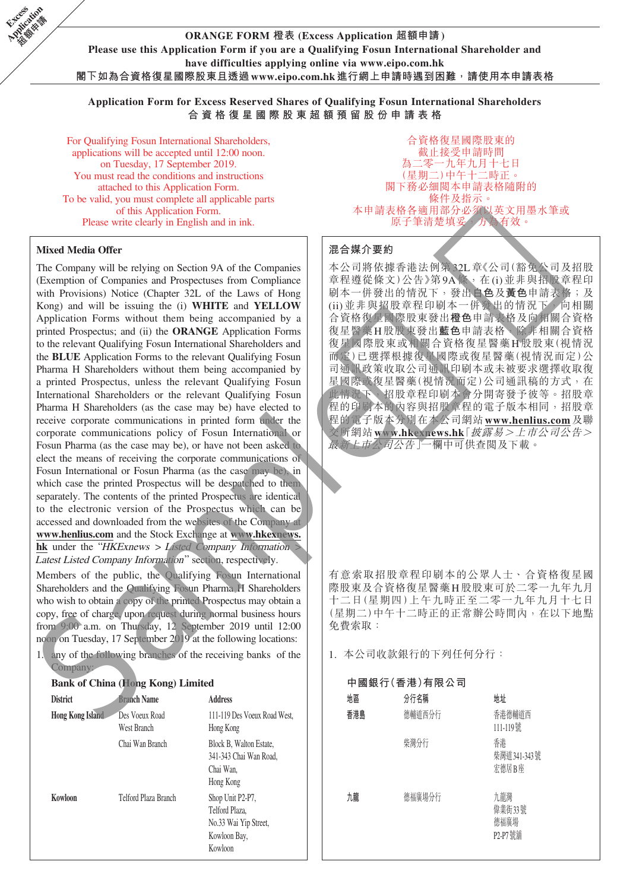Excess Application 超額申請

**ORANGE FORM 橙表 (Excess Application 超額申請)**

**Please use this Application Form if you are a Qualifying Fosun International Shareholder and have difficulties applying online via www.eipo.com.hk**

**閣下如為合資格復星國際股東且透過www.eipo.com.hk進行網上申請時遇到困難，請使用本申請表格**

**Application Form for Excess Reserved Shares of Qualifying Fosun International Shareholders**

**合資格復星國際股東超額預留股份申請表格**

For Qualifying Fosun International Shareholders, applications will be accepted until 12:00 noon on Tuesday, 17 September 2019. You must read the conditions and instructions attached to this Application Form. To be valid, you must complete all applicable parts of this Application Form. Please write clearly in English and in ink.

合資格復星國際股東的截止接受申請時間為二零一九年九月十七日（星期二）中午十二時正。閣下務必細閱本申請表格隨附的條件及指示。本申請表格各適用部分必須以英文用墨水筆或原子筆清楚填妥，方為有效。

## Mixed Media Offer

The Company will be relying on Section 9A of the Companies (Exemption of Companies and Prospectuses from Compliance with Provisions) Notice (Chapter 32L of the Laws of Hong Kong) and will be issuing the (i) **WHITE** and **YELLOW** Application Forms without them being accompanied by a printed Prospectus; and (ii) the **ORANGE** Application Forms to the relevant Qualifying Fosun International Shareholders and the **BLUE** Application Forms to the relevant Qualifying Fosun Pharma H Shareholders without them being accompanied by a printed Prospectus, unless the relevant Qualifying Fosun International Shareholders or the relevant Qualifying Fosun Pharma H Shareholders (as the case may be) have elected to receive corporate communications in printed form under the corporate communications policy of Fosun International or Fosun Pharma (as the case may be), or have not been asked to elect the means of receiving the corporate communications of Fosun International or Fosun Pharma (as the case may be), in which case the printed Prospectus will be despatched to them separately. The contents of the printed Prospectus are identical to the electronic version of the Prospectus which can be accessed and downloaded from the websites of the Company at **www.henlius.com** and the Stock Exchange at **www.hkexnews.hk** under the "*HKExnews > Listed Company Information > Latest Listed Company Information*" section, respectively.

Members of the public, the Qualifying Fosun International Shareholders and the Qualifying Fosun Pharma H Shareholders who wish to obtain a copy of the printed Prospectus may obtain a copy, free of charge, upon request during normal business hours from 9:00 a.m. on Thursday, 12 September 2019 until 12:00 noon on Tuesday, 17 September 2019 at the following locations:

1. any of the following branches of the receiving banks of the Company:

**Bank of China (Hong Kong) Limited**

| District | Branch Name | Address |
|---|---|---|
| Hong Kong Island | Des Voeux Road West Branch | 111-119 Des Voeux Road West, Hong Kong |
| | Chai Wan Branch | Block B, Walton Estate, 341-343 Chai Wan Road, Chai Wan, Hong Kong |
| Kowloon | Telford Plaza Branch | Shop Unit P2-P7, Telford Plaza, No.33 Wai Yip Street, Kowloon Bay, Kowloon |

## 混合媒介要約

本公司將依據香港法例第32L章《公司（豁免公司及招股章程遵從條文）公告》第9A條，在(i)並非與招股章程印刷本一併發出的情況下，發出**白色**及**黃色**申請表格；及(ii)並非與招股章程印刷本一併發出的情況下，向相關合資格復星國際股東發出**橙色**申請表格及向相關合資格復星醫藥H股股東發出**藍色**申請表格，除非相關合資格復星國際股東或相關合資格復星醫藥H股股東（視情況而定）已選擇根據復星國際或復星醫藥（視情況而定）公司通訊政策收取公司通訊印刷本或未被要求選擇收取復星國際或復星醫藥（視情況而定）公司通訊稿的方式，在此情況下，招股章程印刷本會分開寄發予彼等。招股章程的印刷本的內容與招股章程的電子版本相同，招股章程的電子版本分別在本公司網站**www.henlius.com**及聯交所網站**www.hkexnews.hk**「*披露易＞上市公司公告＞最新上市公司公告*」一欄中可供查閱及下載。

有意索取招股章程印刷本的公眾人士、合資格復星國際股東及合資格復星醫藥H股股東可於二零一九年九月十二日（星期四）上午九時正至二零一九年九月十七日（星期二）中午十二時正的正常辦公時間內，在以下地點免費索取：

1. 本公司收款銀行的下列任何分行：

**中國銀行（香港）有限公司**

| 地區 | 分行名稱 | 地址 |
|---|---|---|
| 香港島 | 德輔道西分行 | 香港德輔道西111-119號 |
| | 柴灣分行 | 香港柴灣道341-343號宏德居B座 |
| 九龍 | 德福廣場分行 | 九龍灣偉業街33號德福廣場P2-P7號舖 |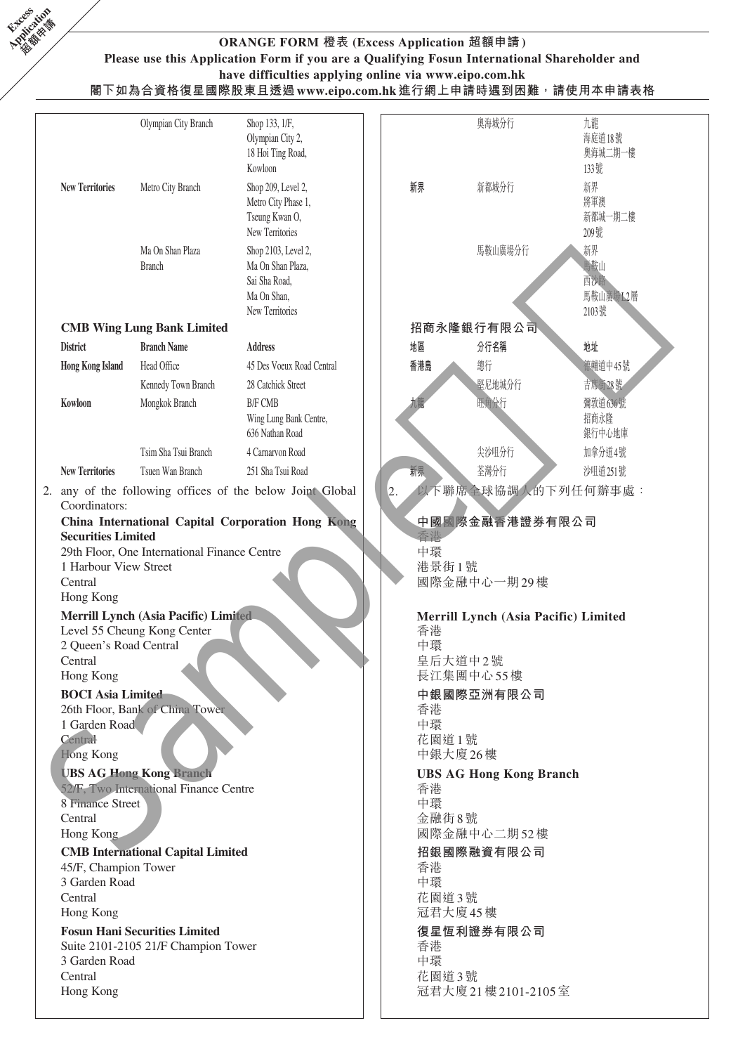**ORANGE FORM 橙表 (Excess Application 超額申請)**

**Please use this Application Form if you are a Qualifying Fosun International Shareholder and have difficulties applying online via www.eipo.com.hk**

**閣下如為合資格復星國際股東且透過www.eipo.com.hk進行網上申請時遇到困難，請使用本申請表格**

| | Branch Name | Address |
|---|---|---|
| | Olympian City Branch | Shop 133, 1/F, Olympian City 2, 18 Hoi Ting Road, Kowloon |
| **New Territories** | Metro City Branch | Shop 209, Level 2, Metro City Phase 1, Tseung Kwan O, New Territories |
| | Ma On Shan Plaza Branch | Shop 2103, Level 2, Ma On Shan Plaza, Sai Sha Road, Ma On Shan, New Territories |

**CMB Wing Lung Bank Limited**

| District | Branch Name | Address |
|---|---|---|
| **Hong Kong Island** | Head Office | 45 Des Voeux Road Central |
| | Kennedy Town Branch | 28 Catchick Street |
| **Kowloon** | Mongkok Branch | B/F CMB Wing Lung Bank Centre, 636 Nathan Road |
| | Tsim Sha Tsui Branch | 4 Carnarvon Road |
| **New Territories** | Tsuen Wan Branch | 251 Sha Tsui Road |

2. any of the following offices of the below Joint Global Coordinators:

**China International Capital Corporation Hong Kong Securities Limited**
29th Floor, One International Finance Centre
1 Harbour View Street
Central
Hong Kong

**Merrill Lynch (Asia Pacific) Limited**
Level 55 Cheung Kong Center
2 Queen's Road Central
Central
Hong Kong

**BOCI Asia Limited**
26th Floor, Bank of China Tower
1 Garden Road
Central
Hong Kong

**UBS AG Hong Kong Branch**
52/F, Two International Finance Centre
8 Finance Street
Central
Hong Kong

**CMB International Capital Limited**
45/F, Champion Tower
3 Garden Road
Central
Hong Kong

**Fosun Hani Securities Limited**
Suite 2101-2105 21/F Champion Tower
3 Garden Road
Central
Hong Kong

| | 分行名稱 | 地址 |
|---|---|---|
| | 奧海城分行 | 九龍海庭道18號奧海城二期一樓133號 |
| **新界** | 新都城分行 | 新界將軍澳新都城一期二樓209號 |
| | 馬鞍山廣場分行 | 新界馬鞍山西沙路馬鞍山廣場L2層2103號 |

**招商永隆銀行有限公司**

| 地區 | 分行名稱 | 地址 |
|---|---|---|
| **香港島** | 總行 | 德輔道中45號 |
| | 堅尼地城分行 | 吉席街28號 |
| **九龍** | 旺角分行 | 彌敦道636號招商永隆銀行中心地庫 |
| | 尖沙咀分行 | 加拿分道4號 |
| **新界** | 荃灣分行 | 沙咀道251號 |

2. 以下聯席全球協調人的下列任何辦事處：

**中國國際金融香港證券有限公司**
香港
中環
港景街1號
國際金融中心一期29樓

**Merrill Lynch (Asia Pacific) Limited**
香港
中環
皇后大道中2號
長江集團中心55樓

**中銀國際亞洲有限公司**
香港
中環
花園道1號
中銀大廈26樓

**UBS AG Hong Kong Branch**
香港
中環
金融街8號
國際金融中心二期52樓

**招銀國際融資有限公司**
香港
中環
花園道3號
冠君大廈45樓

**復星恒利證券有限公司**
香港
中環
花園道3號
冠君大廈21樓2101-2105室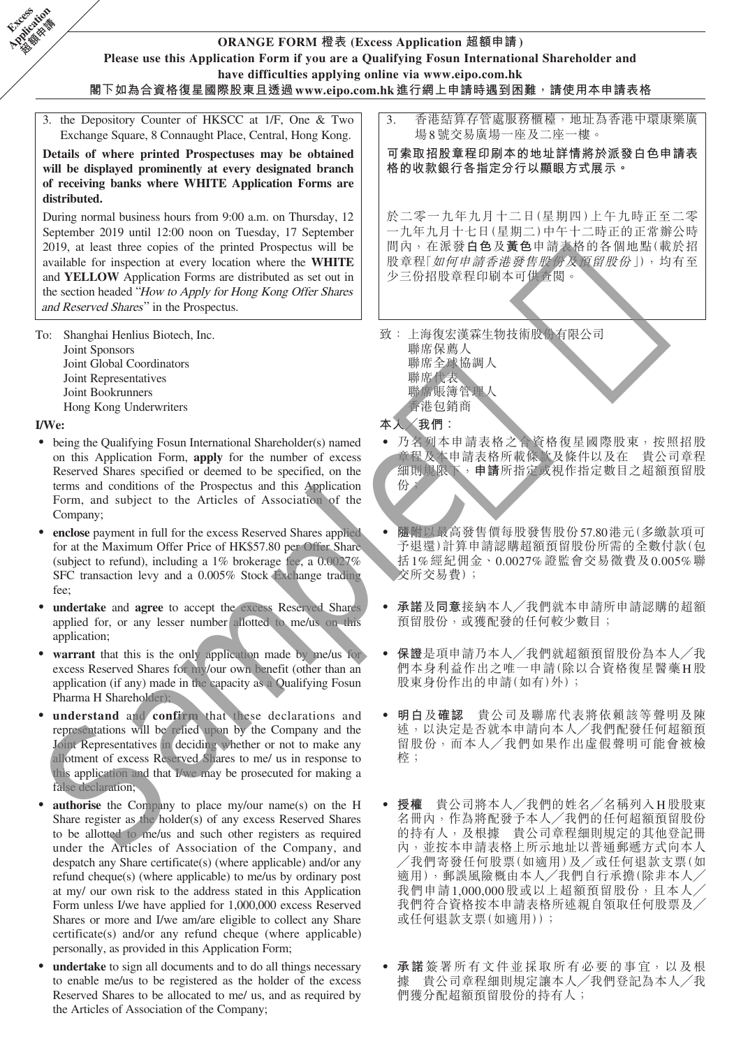**Excess Application 超額申請**

# ORANGE FORM 橙表 (Excess Application 超額申請)

**Please use this Application Form if you are a Qualifying Fosun International Shareholder and have difficulties applying online via www.eipo.com.hk**

**閣下如為合資格復星國際股東且透過www.eipo.com.hk進行網上申請時遇到困難，請使用本申請表格**

3. the Depository Counter of HKSCC at 1/F, One & Two Exchange Square, 8 Connaught Place, Central, Hong Kong.

**Details of where printed Prospectuses may be obtained will be displayed prominently at every designated branch of receiving banks where WHITE Application Forms are distributed.**

During normal business hours from 9:00 a.m. on Thursday, 12 September 2019 until 12:00 noon on Tuesday, 17 September 2019, at least three copies of the printed Prospectus will be available for inspection at every location where the **WHITE** and **YELLOW** Application Forms are distributed as set out in the section headed "*How to Apply for Hong Kong Offer Shares and Reserved Shares*" in the Prospectus.

3. 香港結算存管處服務櫃檯，地址為香港中環康樂廣場8號交易廣場一座及二座一樓。

**可索取招股章程印刷本的地址詳情將於派發白色申請表格的收款銀行各指定分行以顯眼方式展示。**

於二零一九年九月十二日(星期四)上午九時正至二零一九年九月十七日(星期二)中午十二時正的正常辦公時間內，在派發**白色**及**黃色**申請表格的各個地點(載於招股章程「*如何申請香港發售股份及預留股份*」)，均有至少三份招股章程印刷本可供查閱。

To: Shanghai Henlius Biotech, Inc.
Joint Sponsors
Joint Global Coordinators
Joint Representatives
Joint Bookrunners
Hong Kong Underwriters

致： 上海復宏漢霖生物技術股份有限公司
聯席保薦人
聯席全球協調人
聯席代表
聯席賬簿管理人
香港包銷商

**I/We:**

- being the Qualifying Fosun International Shareholder(s) named on this Application Form, **apply** for the number of excess Reserved Shares specified or deemed to be specified, on the terms and conditions of the Prospectus and this Application Form, and subject to the Articles of Association of the Company;
- **enclose** payment in full for the excess Reserved Shares applied for at the Maximum Offer Price of HK$57.80 per Offer Share (subject to refund), including a 1% brokerage fee, a 0.0027% SFC transaction levy and a 0.005% Stock Exchange trading fee;
- **undertake** and **agree** to accept the excess Reserved Shares applied for, or any lesser number allotted to me/us on this application;
- **warrant** that this is the only application made by me/us for excess Reserved Shares for my/our own benefit (other than an application (if any) made in the capacity as a Qualifying Fosun Pharma H Shareholder);
- **understand** and **confirm** that these declarations and representations will be relied upon by the Company and the Joint Representatives in deciding whether or not to make any allotment of excess Reserved Shares to me/ us in response to this application and that I/we may be prosecuted for making a false declaration;
- **authorise** the Company to place my/our name(s) on the H Share register as the holder(s) of any excess Reserved Shares to be allotted to me/us and such other registers as required under the Articles of Association of the Company, and despatch any Share certificate(s) (where applicable) and/or any refund cheque(s) (where applicable) to me/us by ordinary post at my/ our own risk to the address stated in this Application Form unless I/we have applied for 1,000,000 excess Reserved Shares or more and I/we am/are eligible to collect any Share certificate(s) and/or any refund cheque (where applicable) personally, as provided in this Application Form;
- **undertake** to sign all documents and to do all things necessary to enable me/us to be registered as the holder of the excess Reserved Shares to be allocated to me/ us, and as required by the Articles of Association of the Company;

**本人／我們：**

- 乃名列本申請表格之合資格復星國際股東，按照招股章程及本申請表格所載條款及條件以及在　貴公司章程細則規限下，**申請**所指定或視作指定數目之超額預留股份；
- **隨附**以最高發售價每股發售股份57.80港元(多繳款項可予退還)計算申請認購超額預留股份所需的全數付款(包括1%經紀佣金、0.0027%證監會交易徵費及0.005%聯交所交易費)；
- **承諾**及**同意**接納本人／我們就本申請所申請認購的超額預留股份，或獲配發的任何較少數目；
- **保證**是項申請乃本人／我們就超額預留股份為本人／我們本身利益作出之唯一申請(除以合資格復星醫藥H股股東身份作出的申請(如有)外)；
- **明白**及**確認**　貴公司及聯席代表將依賴該等聲明及陳述，以決定是否就本申請向本人／我們配發任何超額預留股份，而本人／我們如果作出虛假聲明可能會被檢控；
- **授權**　貴公司將本人／我們的姓名／名稱列入H股股東名冊內，作為將配發予本人／我們的任何超額預留股份的持有人，及根據　貴公司章程細則規定的其他登記冊內，並按本申請表格上所示地址以普通郵遞方式向本人／我們寄發任何股票(如適用)及／或任何退款支票(如適用)，郵誤風險概由本人／我們自行承擔(除非本人／我們申請1,000,000股或以上超額預留股份，且本人／我們符合資格按本申請表格所述親自領取任何股票及／或任何退款支票(如適用))；
- **承諾**簽署所有文件並採取所有必要的事宜，以及根據　貴公司章程細則規定讓本人／我們登記為本人／我們獲分配超額預留股份的持有人；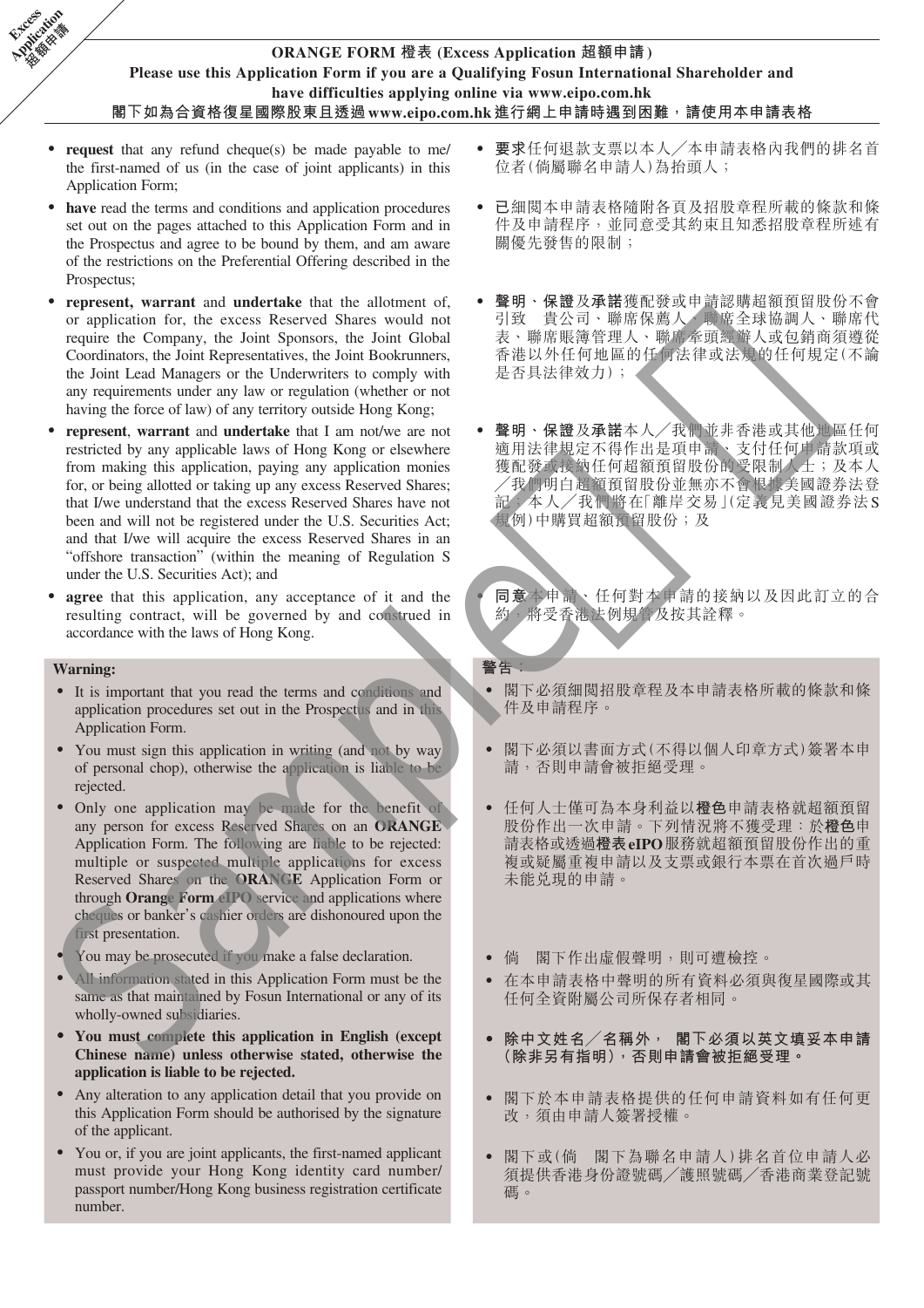**Excess Application 超額申請**

**ORANGE FORM 橙表 (Excess Application 超額申請)**

**Please use this Application Form if you are a Qualifying Fosun International Shareholder and have difficulties applying online via www.eipo.com.hk**

**閣下如為合資格復星國際股東且透過www.eipo.com.hk進行網上申請時遇到困難，請使用本申請表格**

- **request** that any refund cheque(s) be made payable to me/the first-named of us (in the case of joint applicants) in this Application Form;
- **have** read the terms and conditions and application procedures set out on the pages attached to this Application Form and in the Prospectus and agree to be bound by them, and am aware of the restrictions on the Preferential Offering described in the Prospectus;
- **represent, warrant** and **undertake** that the allotment of, or application for, the excess Reserved Shares would not require the Company, the Joint Sponsors, the Joint Global Coordinators, the Joint Representatives, the Joint Bookrunners, the Joint Lead Managers or the Underwriters to comply with any requirements under any law or regulation (whether or not having the force of law) of any territory outside Hong Kong;
- **represent**, **warrant** and **undertake** that I am not/we are not restricted by any applicable laws of Hong Kong or elsewhere from making this application, paying any application monies for, or being allotted or taking up any excess Reserved Shares; that I/we understand that the excess Reserved Shares have not been and will not be registered under the U.S. Securities Act; and that I/we will acquire the excess Reserved Shares in an "offshore transaction" (within the meaning of Regulation S under the U.S. Securities Act); and
- **agree** that this application, any acceptance of it and the resulting contract, will be governed by and construed in accordance with the laws of Hong Kong.

- **要求**任何退款支票以本人／本申請表格內我們的排名首位者(倘屬聯名申請人)為抬頭人；
- **已**細閱本申請表格隨附各頁及招股章程所載的條款和條件及申請程序，並同意受其約束且知悉招股章程所述有關優先發售的限制；
- **聲明、保證**及**承諾**獲配發或申請認購超額預留股份不會引致 貴公司、聯席保薦人、聯席全球協調人、聯席代表、聯席賬簿管理人、聯席牽頭經辦人或包銷商須遵從香港以外任何地區的任何法律或法規的任何規定(不論是否具法律效力)；
- **聲明、保證**及**承諾**本人／我們並非香港或其他地區任何適用法律規定不得作出是項申請、支付任何申請款項或獲配發或接納任何超額預留股份的受限制人士；及本人／我們明白超額預留股份並無亦不會根據美國證券法登記；本人／我們將在「離岸交易」(定義見美國證券法S規例)中購買超額預留股份；及
- **同意**本申請、任何對本申請的接納以及因此訂立的合約，將受香港法例規管及按其詮釋。

**Warning:**

- It is important that you read the terms and conditions and application procedures set out in the Prospectus and in this Application Form.
- You must sign this application in writing (and not by way of personal chop), otherwise the application is liable to be rejected.
- Only one application may be made for the benefit of any person for excess Reserved Shares on an **ORANGE** Application Form. The following are liable to be rejected: multiple or suspected multiple applications for excess Reserved Shares on the **ORANGE** Application Form or through **Orange Form eIPO** service and applications where cheques or banker's cashier orders are dishonoured upon the first presentation.
- You may be prosecuted if you make a false declaration.
- All information stated in this Application Form must be the same as that maintained by Fosun International or any of its wholly-owned subsidiaries.
- **You must complete this application in English (except Chinese name) unless otherwise stated, otherwise the application is liable to be rejected.**
- Any alteration to any application detail that you provide on this Application Form should be authorised by the signature of the applicant.
- You or, if you are joint applicants, the first-named applicant must provide your Hong Kong identity card number/passport number/Hong Kong business registration certificate number.

**警告：**

- 閣下必須細閱招股章程及本申請表格所載的條款和條件及申請程序。
- 閣下必須以書面方式(不得以個人印章方式)簽署本申請，否則申請會被拒絕受理。
- 任何人士僅可為本身利益以**橙色**申請表格就超額預留股份作出一次申請。下列情況將不獲受理：於**橙色**申請表格或透過**橙表eIPO**服務就超額預留股份作出的重複或疑屬重複申請以及支票或銀行本票在首次過戶時未能兌現的申請。
- 倘 閣下作出虛假聲明，則可遭檢控。
- 在本申請表格中聲明的所有資料必須與復星國際或其任何全資附屬公司所保存者相同。
- **除中文姓名／名稱外， 閣下必須以英文填妥本申請(除非另有指明)，否則申請會被拒絕受理。**
- 閣下於本申請表格提供的任何申請資料如有任何更改，須由申請人簽署授權。
- 閣下或(倘 閣下為聯名申請人)排名首位申請人必須提供香港身份證號碼／護照號碼／香港商業登記號碼。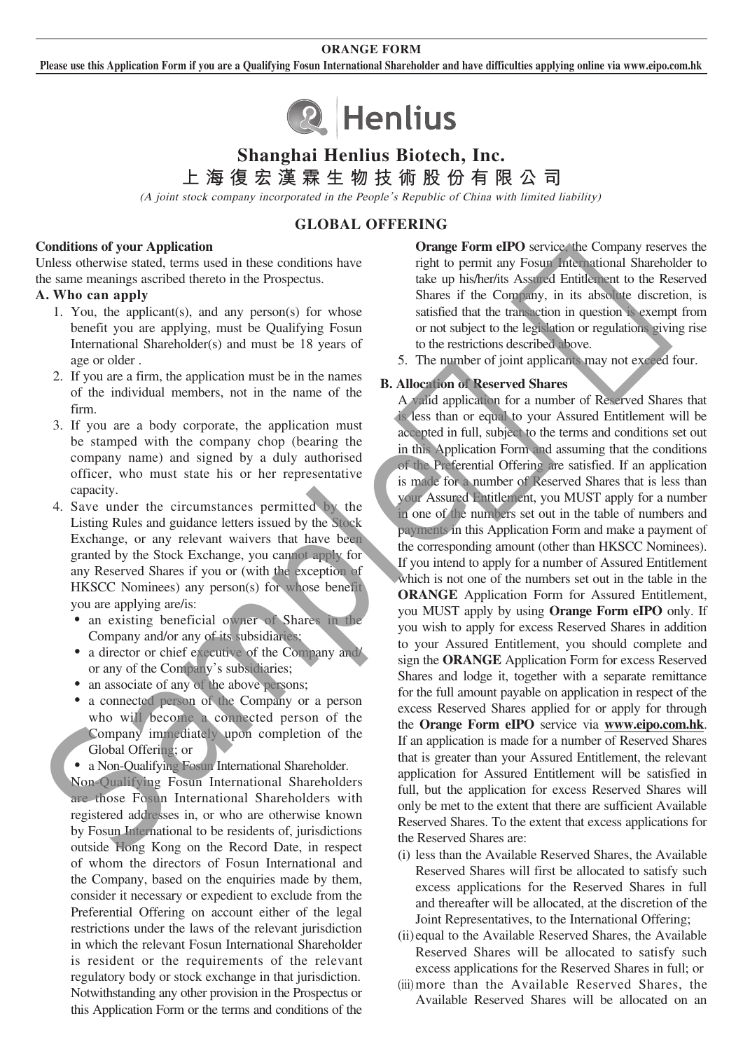**ORANGE FORM**

**Please use this Application Form if you are a Qualifying Fosun International Shareholder and have difficulties applying online via www.eipo.com.hk**

# Shanghai Henlius Biotech, Inc.

# 上海復宏漢霖生物技術股份有限公司

*(A joint stock company incorporated in the People's Republic of China with limited liability)*

## GLOBAL OFFERING

**Conditions of your Application**

Unless otherwise stated, terms used in these conditions have the same meanings ascribed thereto in the Prospectus.

**A. Who can apply**

1. You, the applicant(s), and any person(s) for whose benefit you are applying, must be Qualifying Fosun International Shareholder(s) and must be 18 years of age or older .
2. If you are a firm, the application must be in the names of the individual members, not in the name of the firm.
3. If you are a body corporate, the application must be stamped with the company chop (bearing the company name) and signed by a duly authorised officer, who must state his or her representative capacity.
4. Save under the circumstances permitted by the Listing Rules and guidance letters issued by the Stock Exchange, or any relevant waivers that have been granted by the Stock Exchange, you cannot apply for any Reserved Shares if you or (with the exception of HKSCC Nominees) any person(s) for whose benefit you are applying are/is:
   - an existing beneficial owner of Shares in the Company and/or any of its subsidiaries;
   - a director or chief executive of the Company and/or any of the Company's subsidiaries;
   - an associate of any of the above persons;
   - a connected person of the Company or a person who will become a connected person of the Company immediately upon completion of the Global Offering; or
   - a Non-Qualifying Fosun International Shareholder.

   Non-Qualifying Fosun International Shareholders are those Fosun International Shareholders with registered addresses in, or who are otherwise known by Fosun International to be residents of, jurisdictions outside Hong Kong on the Record Date, in respect of whom the directors of Fosun International and the Company, based on the enquiries made by them, consider it necessary or expedient to exclude from the Preferential Offering on account either of the legal restrictions under the laws of the relevant jurisdiction in which the relevant Fosun International Shareholder is resident or the requirements of the relevant regulatory body or stock exchange in that jurisdiction. Notwithstanding any other provision in the Prospectus or this Application Form or the terms and conditions of the **Orange Form eIPO** service, the Company reserves the right to permit any Fosun International Shareholder to take up his/her/its Assured Entitlement to the Reserved Shares if the Company, in its absolute discretion, is satisfied that the transaction in question is exempt from or not subject to the legislation or regulations giving rise to the restrictions described above.
5. The number of joint applicants may not exceed four.

**B. Allocation of Reserved Shares**

A valid application for a number of Reserved Shares that is less than or equal to your Assured Entitlement will be accepted in full, subject to the terms and conditions set out in this Application Form and assuming that the conditions of the Preferential Offering are satisfied. If an application is made for a number of Reserved Shares that is less than your Assured Entitlement, you MUST apply for a number in one of the numbers set out in the table of numbers and payments in this Application Form and make a payment of the corresponding amount (other than HKSCC Nominees). If you intend to apply for a number of Assured Entitlement which is not one of the numbers set out in the table in the **ORANGE** Application Form for Assured Entitlement, you MUST apply by using **Orange Form eIPO** only. If you wish to apply for excess Reserved Shares in addition to your Assured Entitlement, you should complete and sign the **ORANGE** Application Form for excess Reserved Shares and lodge it, together with a separate remittance for the full amount payable on application in respect of the excess Reserved Shares applied for or apply for through the **Orange Form eIPO** service via **www.eipo.com.hk**. If an application is made for a number of Reserved Shares that is greater than your Assured Entitlement, the relevant application for Assured Entitlement will be satisfied in full, but the application for excess Reserved Shares will only be met to the extent that there are sufficient Available Reserved Shares. To the extent that excess applications for the Reserved Shares are:

(i) less than the Available Reserved Shares, the Available Reserved Shares will first be allocated to satisfy such excess applications for the Reserved Shares in full and thereafter will be allocated, at the discretion of the Joint Representatives, to the International Offering;

(ii) equal to the Available Reserved Shares, the Available Reserved Shares will be allocated to satisfy such excess applications for the Reserved Shares in full; or

(iii) more than the Available Reserved Shares, the Available Reserved Shares will be allocated on an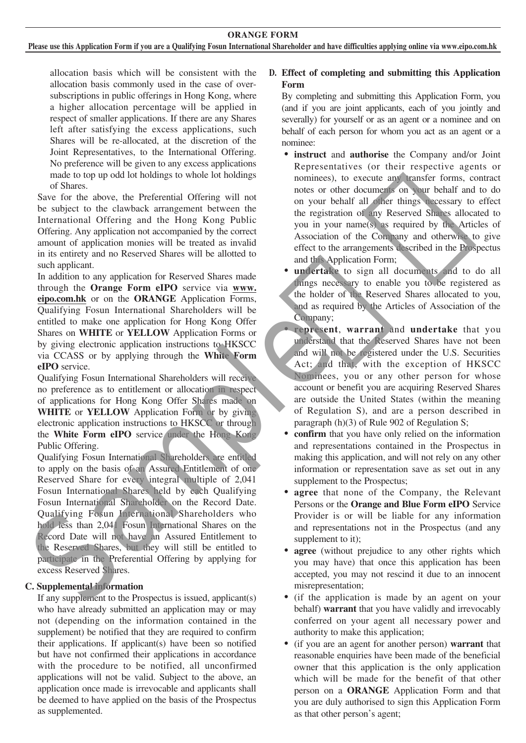allocation basis which will be consistent with the allocation basis commonly used in the case of over-subscriptions in public offerings in Hong Kong, where a higher allocation percentage will be applied in respect of smaller applications. If there are any Shares left after satisfying the excess applications, such Shares will be re-allocated, at the discretion of the Joint Representatives, to the International Offering. No preference will be given to any excess applications made to top up odd lot holdings to whole lot holdings of Shares.

Save for the above, the Preferential Offering will not be subject to the clawback arrangement between the International Offering and the Hong Kong Public Offering. Any application not accompanied by the correct amount of application monies will be treated as invalid in its entirety and no Reserved Shares will be allotted to such applicant.

In addition to any application for Reserved Shares made through the **Orange Form eIPO** service via **www.eipo.com.hk** or on the **ORANGE** Application Forms, Qualifying Fosun International Shareholders will be entitled to make one application for Hong Kong Offer Shares on **WHITE** or **YELLOW** Application Forms or by giving electronic application instructions to HKSCC via CCASS or by applying through the **White Form eIPO** service.

Qualifying Fosun International Shareholders will receive no preference as to entitlement or allocation in respect of applications for Hong Kong Offer Shares made on **WHITE** or **YELLOW** Application Form or by giving electronic application instructions to HKSCC or through the **White Form eIPO** service under the Hong Kong Public Offering.

Qualifying Fosun International Shareholders are entitled to apply on the basis of an Assured Entitlement of one Reserved Share for every integral multiple of 2,041 Fosun International Shares held by each Qualifying Fosun International Shareholder on the Record Date. Qualifying Fosun International Shareholders who hold less than 2,041 Fosun International Shares on the Record Date will not have an Assured Entitlement to the Reserved Shares, but they will still be entitled to participate in the Preferential Offering by applying for excess Reserved Shares.

## C. Supplemental information

If any supplement to the Prospectus is issued, applicant(s) who have already submitted an application may or may not (depending on the information contained in the supplement) be notified that they are required to confirm their applications. If applicant(s) have been so notified but have not confirmed their applications in accordance with the procedure to be notified, all unconfirmed applications will not be valid. Subject to the above, an application once made is irrevocable and applicants shall be deemed to have applied on the basis of the Prospectus as supplemented.

## D. Effect of completing and submitting this Application Form

By completing and submitting this Application Form, you (and if you are joint applicants, each of you jointly and severally) for yourself or as an agent or a nominee and on behalf of each person for whom you act as an agent or a nominee:

- **instruct** and **authorise** the Company and/or Joint Representatives (or their respective agents or nominees), to execute any transfer forms, contract notes or other documents on your behalf and to do on your behalf all other things necessary to effect the registration of any Reserved Shares allocated to you in your name(s) as required by the Articles of Association of the Company and otherwise to give effect to the arrangements described in the Prospectus and this Application Form;
- **undertake** to sign all documents and to do all things necessary to enable you to be registered as the holder of the Reserved Shares allocated to you, and as required by the Articles of Association of the Company;
- **represent**, **warrant** and **undertake** that you understand that the Reserved Shares have not been and will not be registered under the U.S. Securities Act; and that, with the exception of HKSCC Nominees, you or any other person for whose account or benefit you are acquiring Reserved Shares are outside the United States (within the meaning of Regulation S), and are a person described in paragraph (h)(3) of Rule 902 of Regulation S;
- **confirm** that you have only relied on the information and representations contained in the Prospectus in making this application, and will not rely on any other information or representation save as set out in any supplement to the Prospectus;
- **agree** that none of the Company, the Relevant Persons or the **Orange and Blue Form eIPO** Service Provider is or will be liable for any information and representations not in the Prospectus (and any supplement to it);
- **agree** (without prejudice to any other rights which you may have) that once this application has been accepted, you may not rescind it due to an innocent misrepresentation;
- (if the application is made by an agent on your behalf) **warrant** that you have validly and irrevocably conferred on your agent all necessary power and authority to make this application;
- (if you are an agent for another person) **warrant** that reasonable enquiries have been made of the beneficial owner that this application is the only application which will be made for the benefit of that other person on a **ORANGE** Application Form and that you are duly authorised to sign this Application Form as that other person's agent;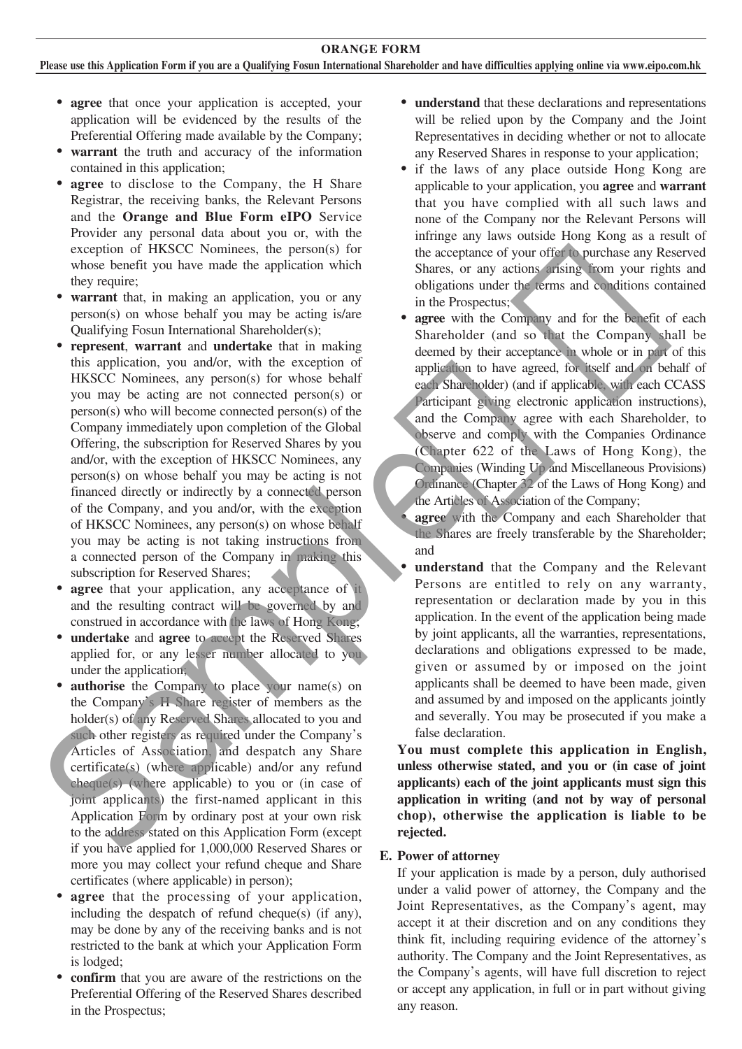**ORANGE FORM**

**Please use this Application Form if you are a Qualifying Fosun International Shareholder and have difficulties applying online via www.eipo.com.hk**

- **agree** that once your application is accepted, your application will be evidenced by the results of the Preferential Offering made available by the Company;
- **warrant** the truth and accuracy of the information contained in this application;
- **agree** to disclose to the Company, the H Share Registrar, the receiving banks, the Relevant Persons and the **Orange and Blue Form eIPO** Service Provider any personal data about you or, with the exception of HKSCC Nominees, the person(s) for whose benefit you have made the application which they require;
- **warrant** that, in making an application, you or any person(s) on whose behalf you may be acting is/are Qualifying Fosun International Shareholder(s);
- **represent**, **warrant** and **undertake** that in making this application, you and/or, with the exception of HKSCC Nominees, any person(s) for whose behalf you may be acting are not connected person(s) or person(s) who will become connected person(s) of the Company immediately upon completion of the Global Offering, the subscription for Reserved Shares by you and/or, with the exception of HKSCC Nominees, any person(s) on whose behalf you may be acting is not financed directly or indirectly by a connected person of the Company, and you and/or, with the exception of HKSCC Nominees, any person(s) on whose behalf you may be acting is not taking instructions from a connected person of the Company in making this subscription for Reserved Shares;
- **agree** that your application, any acceptance of it and the resulting contract will be governed by and construed in accordance with the laws of Hong Kong;
- **undertake** and **agree** to accept the Reserved Shares applied for, or any lesser number allocated to you under the application;
- **authorise** the Company to place your name(s) on the Company's H Share register of members as the holder(s) of any Reserved Shares allocated to you and such other registers as required under the Company's Articles of Association, and despatch any Share certificate(s) (where applicable) and/or any refund cheque(s) (where applicable) to you or (in case of joint applicants) the first-named applicant in this Application Form by ordinary post at your own risk to the address stated on this Application Form (except if you have applied for 1,000,000 Reserved Shares or more you may collect your refund cheque and Share certificates (where applicable) in person);
- **agree** that the processing of your application, including the despatch of refund cheque(s) (if any), may be done by any of the receiving banks and is not restricted to the bank at which your Application Form is lodged;
- **confirm** that you are aware of the restrictions on the Preferential Offering of the Reserved Shares described in the Prospectus;
- **understand** that these declarations and representations will be relied upon by the Company and the Joint Representatives in deciding whether or not to allocate any Reserved Shares in response to your application;
- if the laws of any place outside Hong Kong are applicable to your application, you **agree** and **warrant** that you have complied with all such laws and none of the Company nor the Relevant Persons will infringe any laws outside Hong Kong as a result of the acceptance of your offer to purchase any Reserved Shares, or any actions arising from your rights and obligations under the terms and conditions contained in the Prospectus;
- **agree** with the Company and for the benefit of each Shareholder (and so that the Company shall be deemed by their acceptance in whole or in part of this application to have agreed, for itself and on behalf of each Shareholder) (and if applicable, with each CCASS Participant giving electronic application instructions), and the Company agree with each Shareholder, to observe and comply with the Companies Ordinance (Chapter 622 of the Laws of Hong Kong), the Companies (Winding Up and Miscellaneous Provisions) Ordinance (Chapter 32 of the Laws of Hong Kong) and the Articles of Association of the Company;
- **agree** with the Company and each Shareholder that the Shares are freely transferable by the Shareholder; and
- **understand** that the Company and the Relevant Persons are entitled to rely on any warranty, representation or declaration made by you in this application. In the event of the application being made by joint applicants, all the warranties, representations, declarations and obligations expressed to be made, given or assumed by or imposed on the joint applicants shall be deemed to have been made, given and assumed by and imposed on the applicants jointly and severally. You may be prosecuted if you make a false declaration.

**You must complete this application in English, unless otherwise stated, and you or (in case of joint applicants) each of the joint applicants must sign this application in writing (and not by way of personal chop), otherwise the application is liable to be rejected.**

**E. Power of attorney**

If your application is made by a person, duly authorised under a valid power of attorney, the Company and the Joint Representatives, as the Company's agent, may accept it at their discretion and on any conditions they think fit, including requiring evidence of the attorney's authority. The Company and the Joint Representatives, as the Company's agents, will have full discretion to reject or accept any application, in full or in part without giving any reason.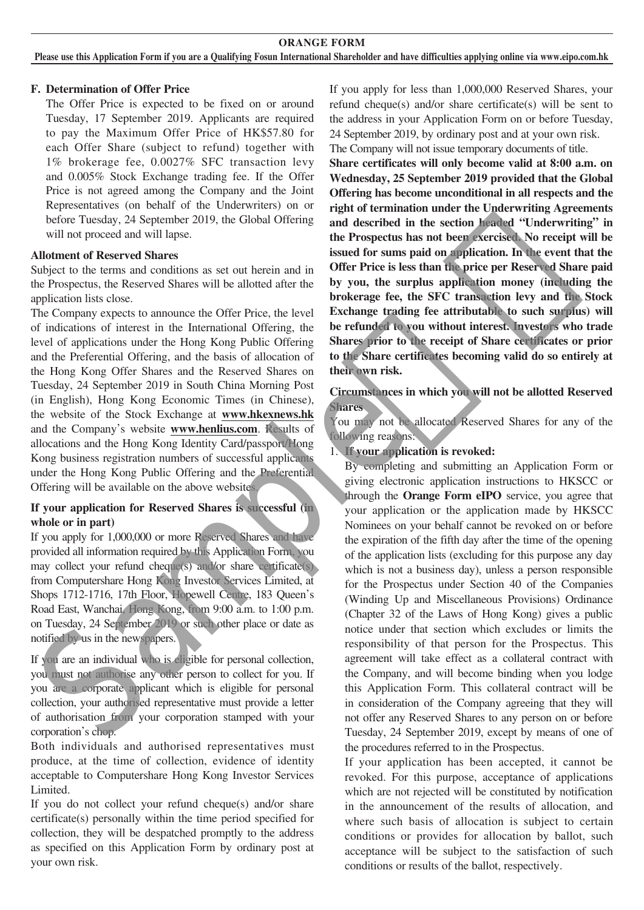**ORANGE FORM**

**Please use this Application Form if you are a Qualifying Fosun International Shareholder and have difficulties applying online via www.eipo.com.hk**

### F. Determination of Offer Price

The Offer Price is expected to be fixed on or around Tuesday, 17 September 2019. Applicants are required to pay the Maximum Offer Price of HK$57.80 for each Offer Share (subject to refund) together with 1% brokerage fee, 0.0027% SFC transaction levy and 0.005% Stock Exchange trading fee. If the Offer Price is not agreed among the Company and the Joint Representatives (on behalf of the Underwriters) on or before Tuesday, 24 September 2019, the Global Offering will not proceed and will lapse.

**Allotment of Reserved Shares**

Subject to the terms and conditions as set out herein and in the Prospectus, the Reserved Shares will be allotted after the application lists close.

The Company expects to announce the Offer Price, the level of indications of interest in the International Offering, the level of applications under the Hong Kong Public Offering and the Preferential Offering, and the basis of allocation of the Hong Kong Offer Shares and the Reserved Shares on Tuesday, 24 September 2019 in South China Morning Post (in English), Hong Kong Economic Times (in Chinese), the website of the Stock Exchange at **www.hkexnews.hk** and the Company's website **www.henlius.com**. Results of allocations and the Hong Kong Identity Card/passport/Hong Kong business registration numbers of successful applicants under the Hong Kong Public Offering and the Preferential Offering will be available on the above websites.

**If your application for Reserved Shares is successful (in whole or in part)**

If you apply for 1,000,000 or more Reserved Shares and have provided all information required by this Application Form, you may collect your refund cheque(s) and/or share certificate(s) from Computershare Hong Kong Investor Services Limited, at Shops 1712-1716, 17th Floor, Hopewell Centre, 183 Queen's Road East, Wanchai, Hong Kong, from 9:00 a.m. to 1:00 p.m. on Tuesday, 24 September 2019 or such other place or date as notified by us in the newspapers.

If you are an individual who is eligible for personal collection, you must not authorise any other person to collect for you. If you are a corporate applicant which is eligible for personal collection, your authorised representative must provide a letter of authorisation from your corporation stamped with your corporation's chop.

Both individuals and authorised representatives must produce, at the time of collection, evidence of identity acceptable to Computershare Hong Kong Investor Services Limited.

If you do not collect your refund cheque(s) and/or share certificate(s) personally within the time period specified for collection, they will be despatched promptly to the address as specified on this Application Form by ordinary post at your own risk.

If you apply for less than 1,000,000 Reserved Shares, your refund cheque(s) and/or share certificate(s) will be sent to the address in your Application Form on or before Tuesday, 24 September 2019, by ordinary post and at your own risk.

The Company will not issue temporary documents of title.

**Share certificates will only become valid at 8:00 a.m. on Wednesday, 25 September 2019 provided that the Global Offering has become unconditional in all respects and the right of termination under the Underwriting Agreements and described in the section headed "Underwriting" in the Prospectus has not been exercised. No receipt will be issued for sums paid on application. In the event that the Offer Price is less than the price per Reserved Share paid by you, the surplus application money (including the brokerage fee, the SFC transaction levy and the Stock Exchange trading fee attributable to such surplus) will be refunded to you without interest. Investors who trade Shares prior to the receipt of Share certificates or prior to the Share certificates becoming valid do so entirely at their own risk.**

**Circumstances in which you will not be allotted Reserved Shares**

You may not be allocated Reserved Shares for any of the following reasons:

1. **If your application is revoked:**

   By completing and submitting an Application Form or giving electronic application instructions to HKSCC or through the **Orange Form eIPO** service, you agree that your application or the application made by HKSCC Nominees on your behalf cannot be revoked on or before the expiration of the fifth day after the time of the opening of the application lists (excluding for this purpose any day which is not a business day), unless a person responsible for the Prospectus under Section 40 of the Companies (Winding Up and Miscellaneous Provisions) Ordinance (Chapter 32 of the Laws of Hong Kong) gives a public notice under that section which excludes or limits the responsibility of that person for the Prospectus. This agreement will take effect as a collateral contract with the Company, and will become binding when you lodge this Application Form. This collateral contract will be in consideration of the Company agreeing that they will not offer any Reserved Shares to any person on or before Tuesday, 24 September 2019, except by means of one of the procedures referred to in the Prospectus.

   If your application has been accepted, it cannot be revoked. For this purpose, acceptance of applications which are not rejected will be constituted by notification in the announcement of the results of allocation, and where such basis of allocation is subject to certain conditions or provides for allocation by ballot, such acceptance will be subject to the satisfaction of such conditions or results of the ballot, respectively.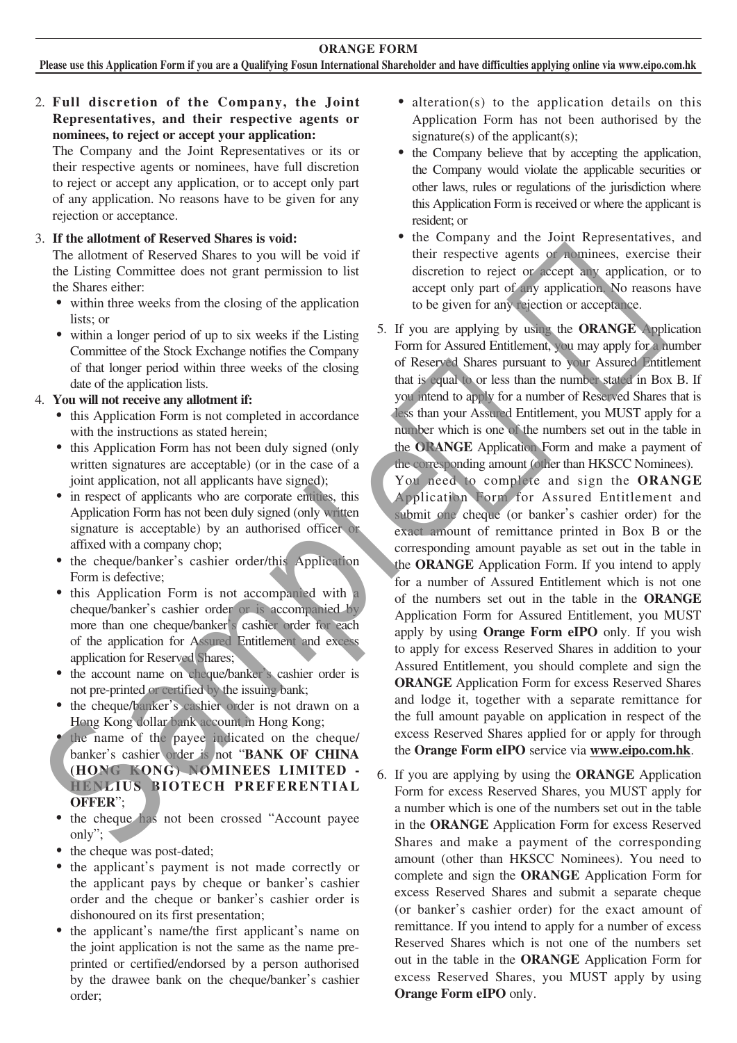**ORANGE FORM**

**Please use this Application Form if you are a Qualifying Fosun International Shareholder and have difficulties applying online via www.eipo.com.hk**

2. **Full discretion of the Company, the Joint Representatives, and their respective agents or nominees, to reject or accept your application:**

   The Company and the Joint Representatives or its or their respective agents or nominees, have full discretion to reject or accept any application, or to accept only part of any application. No reasons have to be given for any rejection or acceptance.

3. **If the allotment of Reserved Shares is void:**

   The allotment of Reserved Shares to you will be void if the Listing Committee does not grant permission to list the Shares either:

   - within three weeks from the closing of the application lists; or
   - within a longer period of up to six weeks if the Listing Committee of the Stock Exchange notifies the Company of that longer period within three weeks of the closing date of the application lists.

4. **You will not receive any allotment if:**

   - this Application Form is not completed in accordance with the instructions as stated herein;
   - this Application Form has not been duly signed (only written signatures are acceptable) (or in the case of a joint application, not all applicants have signed);
   - in respect of applicants who are corporate entities, this Application Form has not been duly signed (only written signature is acceptable) by an authorised officer or affixed with a company chop;
   - the cheque/banker's cashier order/this Application Form is defective;
   - this Application Form is not accompanied with a cheque/banker's cashier order or is accompanied by more than one cheque/banker's cashier order for each of the application for Assured Entitlement and excess application for Reserved Shares;
   - the account name on cheque/banker's cashier order is not pre-printed or certified by the issuing bank;
   - the cheque/banker's cashier order is not drawn on a Hong Kong dollar bank account in Hong Kong;
   - the name of the payee indicated on the cheque/ banker's cashier order is not "**BANK OF CHINA (HONG KONG) NOMINEES LIMITED - HENLIUS BIOTECH PREFERENTIAL OFFER**";
   - the cheque has not been crossed "Account payee only";
   - the cheque was post-dated;
   - the applicant's payment is not made correctly or the applicant pays by cheque or banker's cashier order and the cheque or banker's cashier order is dishonoured on its first presentation;
   - the applicant's name/the first applicant's name on the joint application is not the same as the name pre-printed or certified/endorsed by a person authorised by the drawee bank on the cheque/banker's cashier order;
   - alteration(s) to the application details on this Application Form has not been authorised by the signature(s) of the applicant(s);
   - the Company believe that by accepting the application, the Company would violate the applicable securities or other laws, rules or regulations of the jurisdiction where this Application Form is received or where the applicant is resident; or
   - the Company and the Joint Representatives, and their respective agents or nominees, exercise their discretion to reject or accept any application, or to accept only part of any application. No reasons have to be given for any rejection or acceptance.

5. If you are applying by using the **ORANGE** Application Form for Assured Entitlement, you may apply for a number of Reserved Shares pursuant to your Assured Entitlement that is equal to or less than the number stated in Box B. If you intend to apply for a number of Reserved Shares that is less than your Assured Entitlement, you MUST apply for a number which is one of the numbers set out in the table in the **ORANGE** Application Form and make a payment of the corresponding amount (other than HKSCC Nominees).

   You need to complete and sign the **ORANGE** Application Form for Assured Entitlement and submit one cheque (or banker's cashier order) for the exact amount of remittance printed in Box B or the corresponding amount payable as set out in the table in the **ORANGE** Application Form. If you intend to apply for a number of Assured Entitlement which is not one of the numbers set out in the table in the **ORANGE** Application Form for Assured Entitlement, you MUST apply by using **Orange Form eIPO** only. If you wish to apply for excess Reserved Shares in addition to your Assured Entitlement, you should complete and sign the **ORANGE** Application Form for excess Reserved Shares and lodge it, together with a separate remittance for the full amount payable on application in respect of the excess Reserved Shares applied for or apply for through the **Orange Form eIPO** service via **www.eipo.com.hk**.

6. If you are applying by using the **ORANGE** Application Form for excess Reserved Shares, you MUST apply for a number which is one of the numbers set out in the table in the **ORANGE** Application Form for excess Reserved Shares and make a payment of the corresponding amount (other than HKSCC Nominees). You need to complete and sign the **ORANGE** Application Form for excess Reserved Shares and submit a separate cheque (or banker's cashier order) for the exact amount of remittance. If you intend to apply for a number of excess Reserved Shares which is not one of the numbers set out in the table in the **ORANGE** Application Form for excess Reserved Shares, you MUST apply by using **Orange Form eIPO** only.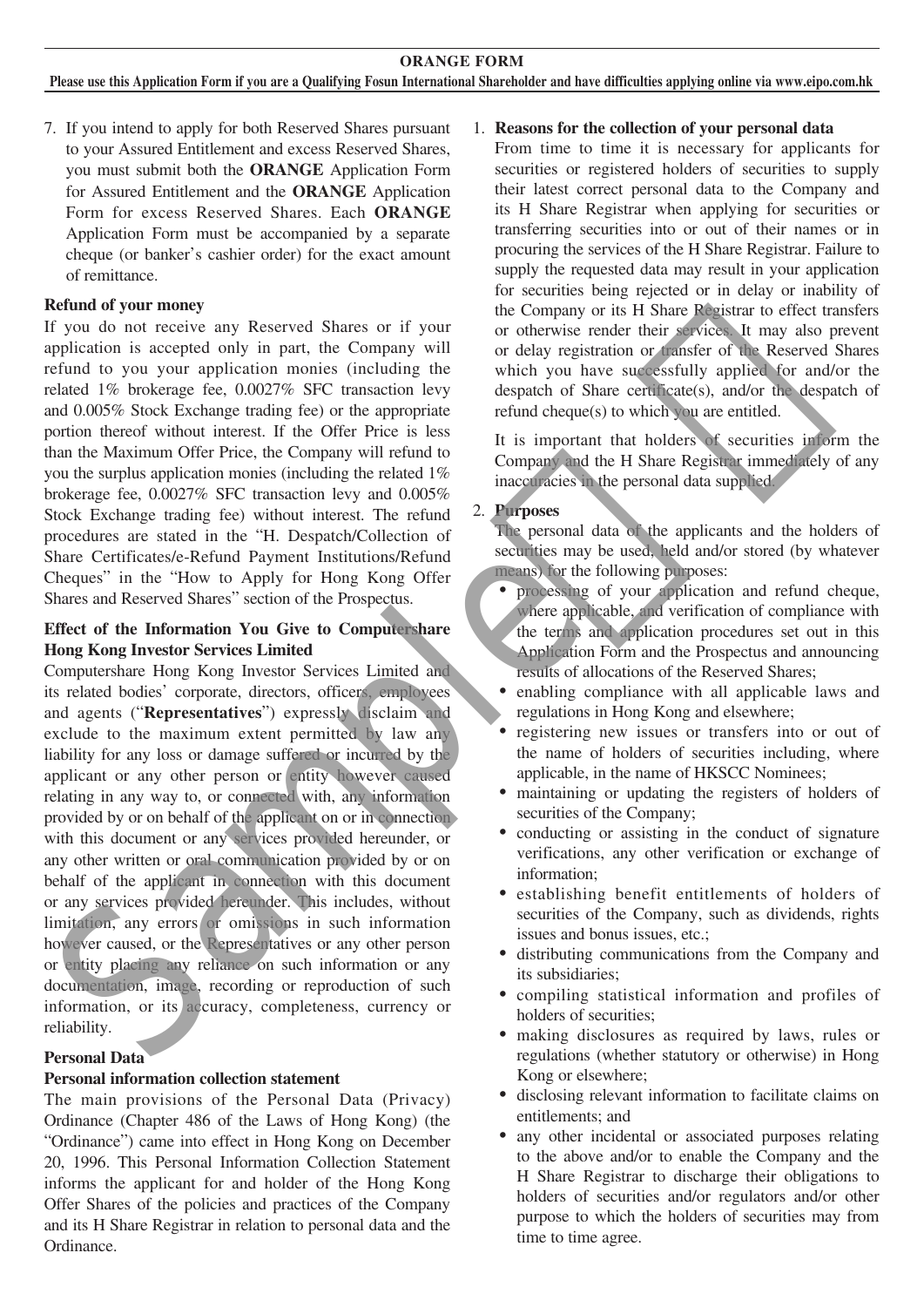7. If you intend to apply for both Reserved Shares pursuant to your Assured Entitlement and excess Reserved Shares, you must submit both the **ORANGE** Application Form for Assured Entitlement and the **ORANGE** Application Form for excess Reserved Shares. Each **ORANGE** Application Form must be accompanied by a separate cheque (or banker's cashier order) for the exact amount of remittance.

**Refund of your money**

If you do not receive any Reserved Shares or if your application is accepted only in part, the Company will refund to you your application monies (including the related 1% brokerage fee, 0.0027% SFC transaction levy and 0.005% Stock Exchange trading fee) or the appropriate portion thereof without interest. If the Offer Price is less than the Maximum Offer Price, the Company will refund to you the surplus application monies (including the related 1% brokerage fee, 0.0027% SFC transaction levy and 0.005% Stock Exchange trading fee) without interest. The refund procedures are stated in the "H. Despatch/Collection of Share Certificates/e-Refund Payment Institutions/Refund Cheques" in the "How to Apply for Hong Kong Offer Shares and Reserved Shares" section of the Prospectus.

**Effect of the Information You Give to Computershare Hong Kong Investor Services Limited**

Computershare Hong Kong Investor Services Limited and its related bodies' corporate, directors, officers, employees and agents ("**Representatives**") expressly disclaim and exclude to the maximum extent permitted by law any liability for any loss or damage suffered or incurred by the applicant or any other person or entity however caused relating in any way to, or connected with, any information provided by or on behalf of the applicant on or in connection with this document or any services provided hereunder, or any other written or oral communication provided by or on behalf of the applicant in connection with this document or any services provided hereunder. This includes, without limitation, any errors or omissions in such information however caused, or the Representatives or any other person or entity placing any reliance on such information or any documentation, image, recording or reproduction of such information, or its accuracy, completeness, currency or reliability.

**Personal Data**

**Personal information collection statement**

The main provisions of the Personal Data (Privacy) Ordinance (Chapter 486 of the Laws of Hong Kong) (the "Ordinance") came into effect in Hong Kong on December 20, 1996. This Personal Information Collection Statement informs the applicant for and holder of the Hong Kong Offer Shares of the policies and practices of the Company and its H Share Registrar in relation to personal data and the Ordinance.

1. **Reasons for the collection of your personal data**

   From time to time it is necessary for applicants for securities or registered holders of securities to supply their latest correct personal data to the Company and its H Share Registrar when applying for securities or transferring securities into or out of their names or in procuring the services of the H Share Registrar. Failure to supply the requested data may result in your application for securities being rejected or in delay or inability of the Company or its H Share Registrar to effect transfers or otherwise render their services. It may also prevent or delay registration or transfer of the Reserved Shares which you have successfully applied for and/or the despatch of Share certificate(s), and/or the despatch of refund cheque(s) to which you are entitled.

   It is important that holders of securities inform the Company and the H Share Registrar immediately of any inaccuracies in the personal data supplied.

2. **Purposes**

   The personal data of the applicants and the holders of securities may be used, held and/or stored (by whatever means) for the following purposes:

   - processing of your application and refund cheque, where applicable, and verification of compliance with the terms and application procedures set out in this Application Form and the Prospectus and announcing results of allocations of the Reserved Shares;
   - enabling compliance with all applicable laws and regulations in Hong Kong and elsewhere;
   - registering new issues or transfers into or out of the name of holders of securities including, where applicable, in the name of HKSCC Nominees;
   - maintaining or updating the registers of holders of securities of the Company;
   - conducting or assisting in the conduct of signature verifications, any other verification or exchange of information;
   - establishing benefit entitlements of holders of securities of the Company, such as dividends, rights issues and bonus issues, etc.;
   - distributing communications from the Company and its subsidiaries;
   - compiling statistical information and profiles of holders of securities;
   - making disclosures as required by laws, rules or regulations (whether statutory or otherwise) in Hong Kong or elsewhere;
   - disclosing relevant information to facilitate claims on entitlements; and
   - any other incidental or associated purposes relating to the above and/or to enable the Company and the H Share Registrar to discharge their obligations to holders of securities and/or regulators and/or other purpose to which the holders of securities may from time to time agree.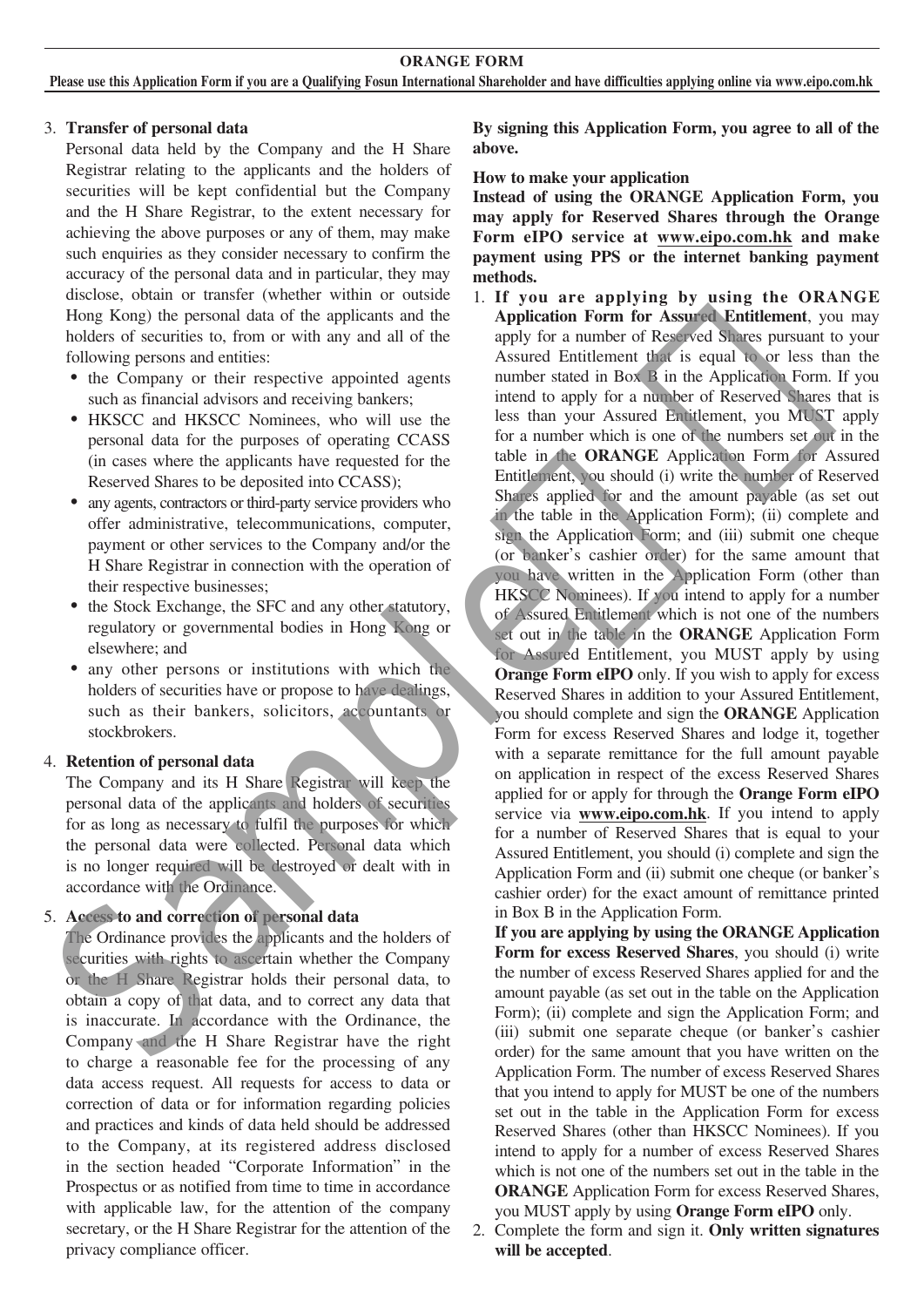**ORANGE FORM**

**Please use this Application Form if you are a Qualifying Fosun International Shareholder and have difficulties applying online via www.eipo.com.hk**

3. **Transfer of personal data**

   Personal data held by the Company and the H Share Registrar relating to the applicants and the holders of securities will be kept confidential but the Company and the H Share Registrar, to the extent necessary for achieving the above purposes or any of them, may make such enquiries as they consider necessary to confirm the accuracy of the personal data and in particular, they may disclose, obtain or transfer (whether within or outside Hong Kong) the personal data of the applicants and the holders of securities to, from or with any and all of the following persons and entities:

   - the Company or their respective appointed agents such as financial advisors and receiving bankers;
   - HKSCC and HKSCC Nominees, who will use the personal data for the purposes of operating CCASS (in cases where the applicants have requested for the Reserved Shares to be deposited into CCASS);
   - any agents, contractors or third-party service providers who offer administrative, telecommunications, computer, payment or other services to the Company and/or the H Share Registrar in connection with the operation of their respective businesses;
   - the Stock Exchange, the SFC and any other statutory, regulatory or governmental bodies in Hong Kong or elsewhere; and
   - any other persons or institutions with which the holders of securities have or propose to have dealings, such as their bankers, solicitors, accountants or stockbrokers.

4. **Retention of personal data**

   The Company and its H Share Registrar will keep the personal data of the applicants and holders of securities for as long as necessary to fulfil the purposes for which the personal data were collected. Personal data which is no longer required will be destroyed or dealt with in accordance with the Ordinance.

5. **Access to and correction of personal data**

   The Ordinance provides the applicants and the holders of securities with rights to ascertain whether the Company or the H Share Registrar holds their personal data, to obtain a copy of that data, and to correct any data that is inaccurate. In accordance with the Ordinance, the Company and the H Share Registrar have the right to charge a reasonable fee for the processing of any data access request. All requests for access to data or correction of data or for information regarding policies and practices and kinds of data held should be addressed to the Company, at its registered address disclosed in the section headed "Corporate Information" in the Prospectus or as notified from time to time in accordance with applicable law, for the attention of the company secretary, or the H Share Registrar for the attention of the privacy compliance officer.

**By signing this Application Form, you agree to all of the above.**

**How to make your application**

**Instead of using the ORANGE Application Form, you may apply for Reserved Shares through the Orange Form eIPO service at www.eipo.com.hk and make payment using PPS or the internet banking payment methods.**

1. **If you are applying by using the ORANGE Application Form for Assured Entitlement**, you may apply for a number of Reserved Shares pursuant to your Assured Entitlement that is equal to or less than the number stated in Box B in the Application Form. If you intend to apply for a number of Reserved Shares that is less than your Assured Entitlement, you MUST apply for a number which is one of the numbers set out in the table in the **ORANGE** Application Form for Assured Entitlement, you should (i) write the number of Reserved Shares applied for and the amount payable (as set out in the table in the Application Form); (ii) complete and sign the Application Form; and (iii) submit one cheque (or banker's cashier order) for the same amount that you have written in the Application Form (other than HKSCC Nominees). If you intend to apply for a number of Assured Entitlement which is not one of the numbers set out in the table in the **ORANGE** Application Form for Assured Entitlement, you MUST apply by using **Orange Form eIPO** only. If you wish to apply for excess Reserved Shares in addition to your Assured Entitlement, you should complete and sign the **ORANGE** Application Form for excess Reserved Shares and lodge it, together with a separate remittance for the full amount payable on application in respect of the excess Reserved Shares applied for or apply for through the **Orange Form eIPO** service via **www.eipo.com.hk**. If you intend to apply for a number of Reserved Shares that is equal to your Assured Entitlement, you should (i) complete and sign the Application Form and (ii) submit one cheque (or banker's cashier order) for the exact amount of remittance printed in Box B in the Application Form.

   **If you are applying by using the ORANGE Application Form for excess Reserved Shares**, you should (i) write the number of excess Reserved Shares applied for and the amount payable (as set out in the table on the Application Form); (ii) complete and sign the Application Form; and (iii) submit one separate cheque (or banker's cashier order) for the same amount that you have written on the Application Form. The number of excess Reserved Shares that you intend to apply for MUST be one of the numbers set out in the table in the Application Form for excess Reserved Shares (other than HKSCC Nominees). If you intend to apply for a number of excess Reserved Shares which is not one of the numbers set out in the table in the **ORANGE** Application Form for excess Reserved Shares, you MUST apply by using **Orange Form eIPO** only.

2. Complete the form and sign it. **Only written signatures will be accepted**.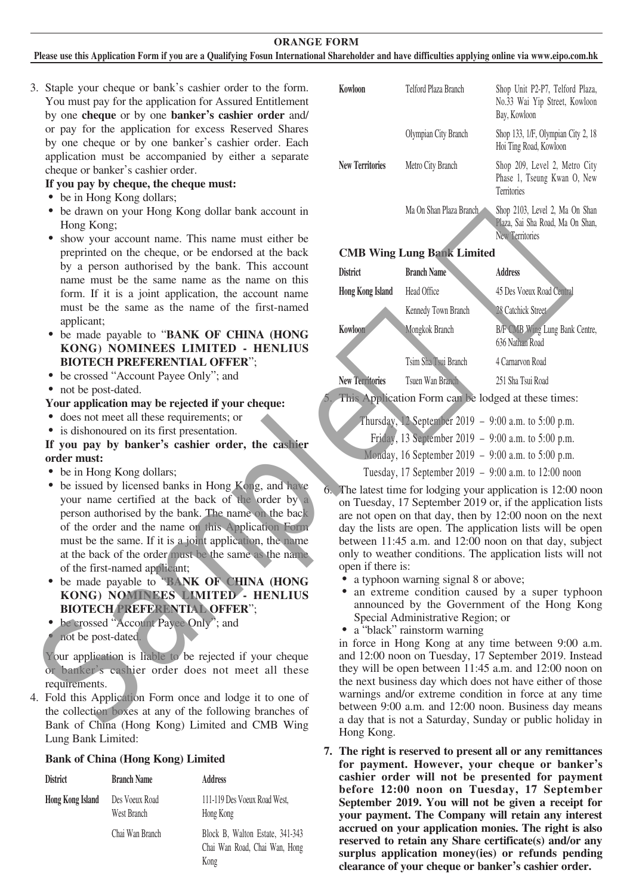**ORANGE FORM**

**Please use this Application Form if you are a Qualifying Fosun International Shareholder and have difficulties applying online via www.eipo.com.hk**

3. Staple your cheque or bank's cashier order to the form. You must pay for the application for Assured Entitlement by one **cheque** or by one **banker's cashier order** and/or pay for the application for excess Reserved Shares by one cheque or by one banker's cashier order. Each application must be accompanied by either a separate cheque or banker's cashier order.

   **If you pay by cheque, the cheque must:**

   - be in Hong Kong dollars;
   - be drawn on your Hong Kong dollar bank account in Hong Kong;
   - show your account name. This name must either be preprinted on the cheque, or be endorsed at the back by a person authorised by the bank. This account name must be the same name as the name on this form. If it is a joint application, the account name must be the same as the name of the first-named applicant;
   - be made payable to "**BANK OF CHINA (HONG KONG) NOMINEES LIMITED - HENLIUS BIOTECH PREFERENTIAL OFFER**";
   - be crossed "Account Payee Only"; and
   - not be post-dated.

   **Your application may be rejected if your cheque:**

   - does not meet all these requirements; or
   - is dishonoured on its first presentation.

   **If you pay by banker's cashier order, the cashier order must:**

   - be in Hong Kong dollars;
   - be issued by licensed banks in Hong Kong, and have your name certified at the back of the order by a person authorised by the bank. The name on the back of the order and the name on this Application Form must be the same. If it is a joint application, the name at the back of the order must be the same as the name of the first-named applicant;
   - be made payable to "**BANK OF CHINA (HONG KONG) NOMINEES LIMITED - HENLIUS BIOTECH PREFERENTIAL OFFER**";
   - be crossed "Account Payee Only"; and
   - not be post-dated.

   Your application is liable to be rejected if your cheque or banker's cashier order does not meet all these requirements.

4. Fold this Application Form once and lodge it to one of the collection boxes at any of the following branches of Bank of China (Hong Kong) Limited and CMB Wing Lung Bank Limited:

   **Bank of China (Hong Kong) Limited**

| District | Branch Name | Address |
|---|---|---|
| Hong Kong Island | Des Voeux Road West Branch | 111-119 Des Voeux Road West, Hong Kong |
| | Chai Wan Branch | Block B, Walton Estate, 341-343 Chai Wan Road, Chai Wan, Hong Kong |
| Kowloon | Telford Plaza Branch | Shop Unit P2-P7, Telford Plaza, No.33 Wai Yip Street, Kowloon Bay, Kowloon |
| | Olympian City Branch | Shop 133, 1/F, Olympian City 2, 18 Hoi Ting Road, Kowloon |
| New Territories | Metro City Branch | Shop 209, Level 2, Metro City Phase 1, Tseung Kwan O, New Territories |
| | Ma On Shan Plaza Branch | Shop 2103, Level 2, Ma On Shan Plaza, Sai Sha Road, Ma On Shan, New Territories |

   **CMB Wing Lung Bank Limited**

| District | Branch Name | Address |
|---|---|---|
| Hong Kong Island | Head Office | 45 Des Voeux Road Central |
| | Kennedy Town Branch | 28 Catchick Street |
| Kowloon | Mongkok Branch | B/F CMB Wing Lung Bank Centre, 636 Nathan Road |
| | Tsim Sha Tsui Branch | 4 Carnarvon Road |
| New Territories | Tsuen Wan Branch | 251 Sha Tsui Road |

5. This Application Form can be lodged at these times:

   Thursday, 12 September 2019 – 9:00 a.m. to 5:00 p.m.
   Friday, 13 September 2019 – 9:00 a.m. to 5:00 p.m.
   Monday, 16 September 2019 – 9:00 a.m. to 5:00 p.m.
   Tuesday, 17 September 2019 – 9:00 a.m. to 12:00 noon

6. The latest time for lodging your application is 12:00 noon on Tuesday, 17 September 2019 or, if the application lists are not open on that day, then by 12:00 noon on the next day the lists are open. The application lists will be open between 11:45 a.m. and 12:00 noon on that day, subject only to weather conditions. The application lists will not open if there is:

   - a typhoon warning signal 8 or above;
   - an extreme condition caused by a super typhoon announced by the Government of the Hong Kong Special Administrative Region; or
   - a "black" rainstorm warning

   in force in Hong Kong at any time between 9:00 a.m. and 12:00 noon on Tuesday, 17 September 2019. Instead they will be open between 11:45 a.m. and 12:00 noon on the next business day which does not have either of those warnings and/or extreme condition in force at any time between 9:00 a.m. and 12:00 noon. Business day means a day that is not a Saturday, Sunday or public holiday in Hong Kong.

7. **The right is reserved to present all or any remittances for payment. However, your cheque or banker's cashier order will not be presented for payment before 12:00 noon on Tuesday, 17 September 2019. You will not be given a receipt for your payment. The Company will retain any interest accrued on your application monies. The right is also reserved to retain any Share certificate(s) and/or any surplus application money(ies) or refunds pending clearance of your cheque or banker's cashier order.**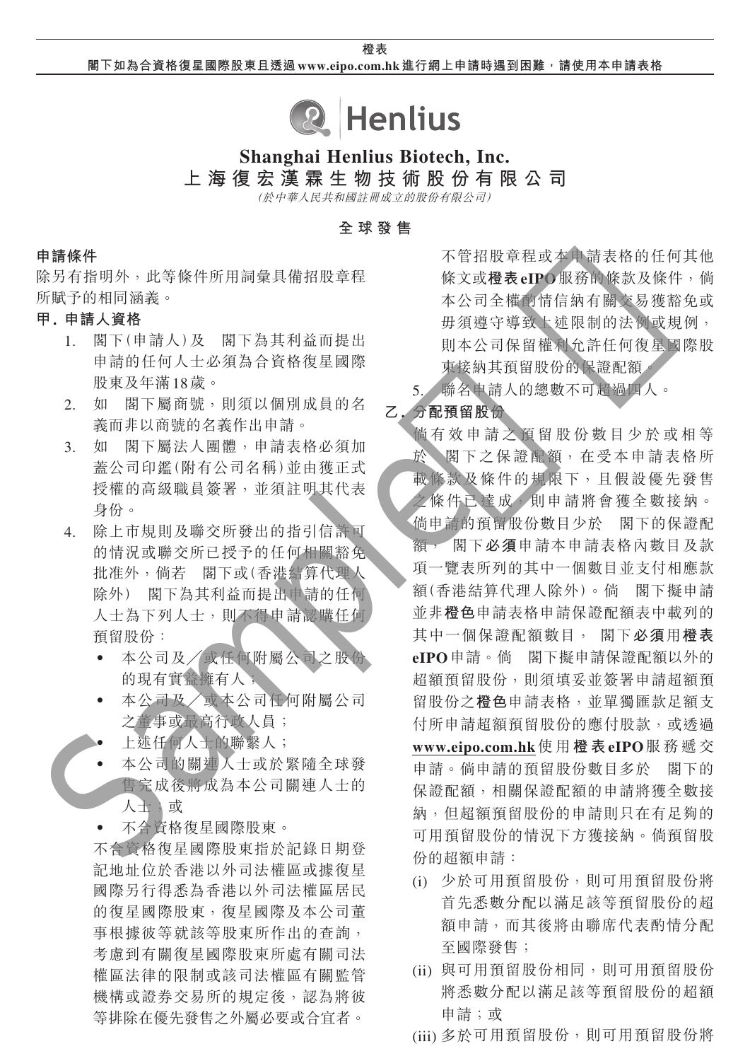橙表

閣下如為合資格復星國際股東且透過 www.eipo.com.hk 進行網上申請時遇到困難，請使用本申請表格

# Shanghai Henlius Biotech, Inc.
# 上海復宏漢霖生物技術股份有限公司

*(於中華人民共和國註冊成立的股份有限公司)*

## 全球發售

### 申請條件

除另有指明外，此等條件所用詞彙具備招股章程所賦予的相同涵義。

### 甲. 申請人資格

1. 閣下(申請人)及 閣下為其利益而提出申請的任何人士必須為合資格復星國際股東及年滿18歲。
2. 如 閣下屬商號，則須以個別成員的名義而非以商號的名義作出申請。
3. 如 閣下屬法人團體，申請表格必須加蓋公司印鑑(附有公司名稱)並由獲正式授權的高級職員簽署，並須註明其代表身份。
4. 除上市規則及聯交所發出的指引信許可的情況或聯交所已授予的任何相關豁免批准外，倘若 閣下或(香港結算代理人除外) 閣下為其利益而提出申請的任何人士為下列人士，則不得申請認購任何預留股份：
   - 本公司及／或任何附屬公司之股份的現有實益擁有人；
   - 本公司及／或本公司任何附屬公司之董事或最高行政人員；
   - 上述任何人士的聯繫人；
   - 本公司的關連人士或於緊隨全球發售完成後將成為本公司關連人士的人士；或
   - 不合資格復星國際股東。

   不合資格復星國際股東指於記錄日期登記地址位於香港以外司法權區或據復星國際另行得悉為香港以外司法權區居民的復星國際股東，復星國際及本公司董事根據彼等就該等股東所作出的查詢，考慮到有關復星國際股東所處有關司法權區法律的限制或該司法權區有關監管機構或證券交易所的規定後，認為將彼等排除在優先發售之外屬必要或合宜者。

   不管招股章程或本申請表格的任何其他條文或**橙表eIPO**服務的條款及條件，倘本公司全權酌情信納有關交易獲豁免或毋須遵守導致上述限制的法例或規例，則本公司保留權利允許任何復星國際股東接納其預留股份的保證配額。
5. 聯名申請人的總數不可超過四人。

### 乙. 分配預留股份

倘有效申請之預留股份數目少於或相等於 閣下之保證配額，在受本申請表格所載條款及條件的規限下，且假設優先發售之條件已達成，則申請將會獲全數接納。倘申請的預留股份數目少於 閣下的保證配額， 閣下**必須**申請本申請表格內數目及款項一覽表所列的其中一個數目並支付相應款額(香港結算代理人除外)。倘 閣下擬申請並非**橙色**申請表格申請保證配額表中載列的其中一個保證配額數目， 閣下**必須**用**橙表eIPO**申請。倘 閣下擬申請保證配額以外的超額預留股份，則須填妥並簽署申請超額預留股份之**橙色**申請表格，並單獨匯款足額支付所申請超額預留股份的應付股款，或透過 <u>www.eipo.com.hk</u> 使用**橙表eIPO**服務遞交申請。倘申請的預留股份數目多於 閣下的保證配額，相關保證配額的申請將獲全數接納，但超額預留股份的申請則只在有足夠的可用預留股份的情況下方獲接納。倘預留股份的超額申請：

(i) 少於可用預留股份，則可用預留股份將首先悉數分配以滿足該等預留股份的超額申請，而其後將由聯席代表酌情分配至國際發售；

(ii) 與可用預留股份相同，則可用預留股份將悉數分配以滿足該等預留股份的超額申請；或

(iii) 多於可用預留股份，則可用預留股份將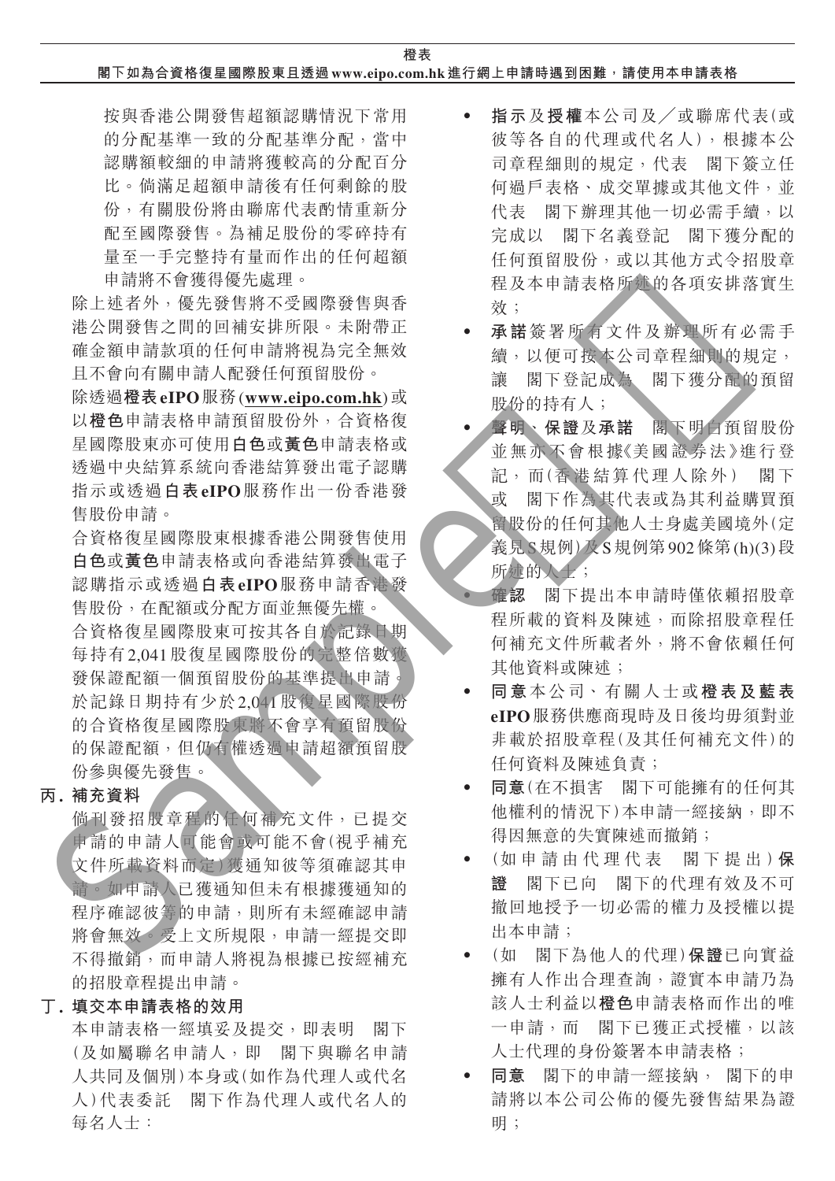按與香港公開發售超額認購情況下常用的分配基準一致的分配基準分配，當中認購額較細的申請將獲較高的分配百分比。倘滿足超額申請後有任何剩餘的股份，有關股份將由聯席代表酌情重新分配至國際發售。為補足股份的零碎持有量至一手完整持有量而作出的任何超額申請將不會獲得優先處理。

除上述者外，優先發售將不受國際發售與香港公開發售之間的回補安排所限。未附帶正確金額申請款項的任何申請將視為完全無效且不會向有關申請人配發任何預留股份。

除透過**橙表eIPO**服務(**www.eipo.com.hk**)或以**橙色**申請表格申請預留股份外，合資格復星國際股東亦可使用**白色**或**黃色**申請表格或透過中央結算系統向香港結算發出電子認購指示或透過**白表eIPO**服務作出一份香港發售股份申請。

合資格復星國際股東根據香港公開發售使用**白色**或**黃色**申請表格或向香港結算發出電子認購指示或透過**白表eIPO**服務申請香港發售股份，在配額或分配方面並無優先權。

合資格復星國際股東可按其各自於記錄日期每持有2,041股復星國際股份的完整倍數獲發保證配額一個預留股份的基準提出申請。於記錄日期持有少於2,041股復星國際股份的合資格復星國際股東將不會享有預留股份的保證配額，但仍有權透過申請超額預留股份參與優先發售。

## 丙. 補充資料

倘刊發招股章程的任何補充文件，已提交申請的申請人可能會或可能不會(視乎補充文件所載資料而定)獲通知彼等須確認其申請。如申請人已獲通知但未有根據獲通知的程序確認彼等的申請，則所有未經確認申請將會無效。受上文所規限，申請一經提交即不得撤銷，而申請人將視為根據已按經補充的招股章程提出申請。

## 丁. 填交本申請表格的效用

本申請表格一經填妥及提交，即表明　閣下(及如屬聯名申請人，即　閣下與聯名申請人共同及個別)本身或(如作為代理人或代名人)代表委託　閣下作為代理人或代名人的每名人士：

- **指示**及**授權**本公司及／或聯席代表(或彼等各自的代理或代名人)，根據本公司章程細則的規定，代表　閣下簽立任何過戶表格、成交單據或其他文件，並代表　閣下辦理其他一切必需手續，以完成以　閣下名義登記　閣下獲分配的任何預留股份，或以其他方式令招股章程及本申請表格所述的各項安排落實生效；
- **承諾**簽署所有文件及辦理所有必需手續，以便可按本公司章程細則的規定，讓　閣下登記成為　閣下獲分配的預留股份的持有人；
- **聲明**、**保證**及**承諾**　閣下明白預留股份並無亦不會根據《美國證券法》進行登記，而(香港結算代理人除外)　閣下或　閣下作為其代表或為其利益購買預留股份的任何其他人士身處美國境外(定義見S規例)及S規例第902條第(h)(3)段所述的人士；
- **確認**　閣下提出本申請時僅依賴招股章程所載的資料及陳述，而除招股章程任何補充文件所載者外，將不會依賴任何其他資料或陳述；
- **同意**本公司、有關人士或**橙表及藍表eIPO**服務供應商現時及日後均毋須對並非載於招股章程(及其任何補充文件)的任何資料及陳述負責；
- **同意**(在不損害　閣下可能擁有的任何其他權利的情況下)本申請一經接納，即不得因無意的失實陳述而撤銷；
- (如申請由代理代表　閣下提出)**保證**　閣下已向　閣下的代理有效及不可撤回地授予一切必需的權力及授權以提出本申請；
- (如　閣下為他人的代理)**保證**已向實益擁有人作出合理查詢，證實本申請乃為該人士利益以**橙色**申請表格而作出的唯一申請，而　閣下已獲正式授權，以該人士代理的身份簽署本申請表格；
- **同意**　閣下的申請一經接納，　閣下的申請將以本公司公佈的優先發售結果為證明；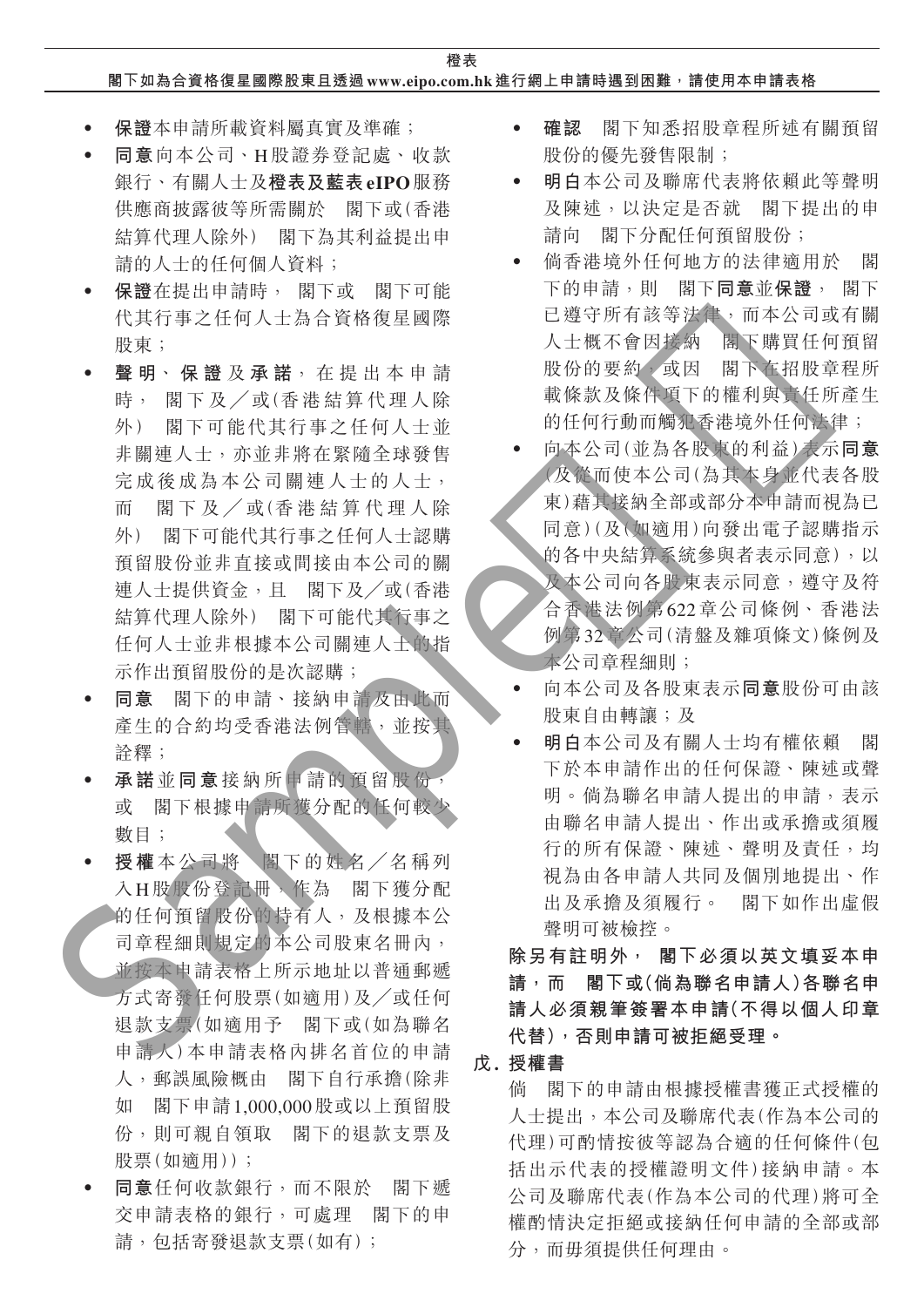- **保證**本申請所載資料屬真實及準確；
- **同意**向本公司、H股證券登記處、收款銀行、有關人士及**橙表及藍表eIPO**服務供應商披露彼等所需關於　閣下或(香港結算代理人除外)　閣下為其利益提出申請的人士的任何個人資料；
- **保證**在提出申請時，　閣下或　閣下可能代其行事之任何人士為合資格復星國際股東；
- **聲明、保證及承諾**，在提出本申請時，　閣下及／或(香港結算代理人除外)　閣下可能代其行事之任何人士並非關連人士，亦並非將在緊隨全球發售完成後成為本公司關連人士的人士，而　閣下及／或(香港結算代理人除外)　閣下可能代其行事之任何人士認購預留股份並非直接或間接由本公司的關連人士提供資金，且　閣下及／或(香港結算代理人除外)　閣下可能代其行事之任何人士並非根據本公司關連人士的指示作出預留股份的是次認購；
- **同意**　閣下的申請、接納申請及由此而產生的合約均受香港法例管轄，並按其詮釋；
- **承諾**並**同意**接納所申請的預留股份，或　閣下根據申請所獲分配的任何較少數目；
- **授權**本公司將　閣下的姓名／名稱列入H股股份登記冊，作為　閣下獲分配的任何預留股份的持有人，及根據本公司章程細則規定的本公司股東名冊內，並按本申請表格上所示地址以普通郵遞方式寄發任何股票(如適用)及／或任何退款支票(如適用予　閣下或(如為聯名申請人)本申請表格內排名首位的申請人，郵誤風險概由　閣下自行承擔(除非如　閣下申請1,000,000股或以上預留股份，則可親自領取　閣下的退款支票及股票(如適用))；
- **同意**任何收款銀行，而不限於　閣下遞交申請表格的銀行，可處理　閣下的申請，包括寄發退款支票(如有)；
- **確認**　閣下知悉招股章程所述有關預留股份的優先發售限制；
- **明白**本公司及聯席代表將依賴此等聲明及陳述，以決定是否就　閣下提出的申請向　閣下分配任何預留股份；
- 倘香港境外任何地方的法律適用於　閣下的申請，則　閣下**同意**並**保證**，　閣下已遵守所有該等法律，而本公司或有關人士概不會因接納　閣下購買任何預留股份的要約，或因　閣下在招股章程所載條款及條件項下的權利與責任所產生的任何行動而觸犯香港境外任何法律；
- 向本公司(並為各股東的利益)表示**同意**(及從而使本公司(為其本身並代表各股東)藉其接納全部或部分本申請而視為已同意)(及(如適用)向發出電子認購指示的各中央結算系統參與者表示同意)，以及本公司向各股東表示同意，遵守及符合香港法例第622章公司條例、香港法例第32章公司(清盤及雜項條文)條例及本公司章程細則；
- 向本公司及各股東表示**同意**股份可由該股東自由轉讓；及
- **明白**本公司及有關人士均有權依賴　閣下於本申請作出的任何保證、陳述或聲明。倘為聯名申請人提出的申請，表示由聯名申請人提出、作出或承擔或須履行的所有保證、陳述、聲明及責任，均視為由各申請人共同及個別地提出、作出及承擔及須履行。　閣下如作出虛假聲明可被檢控。

**除另有註明外，　閣下必須以英文填妥本申請，而　閣下或(倘為聯名申請人)各聯名申請人必須親筆簽署本申請(不得以個人印章代替)，否則申請可被拒絕受理。**

**戊. 授權書**

倘　閣下的申請由根據授權書獲正式授權的人士提出，本公司及聯席代表(作為本公司的代理)可酌情按彼等認為合適的任何條件(包括出示代表的授權證明文件)接納申請。本公司及聯席代表(作為本公司的代理)將可全權酌情決定拒絕或接納任何申請的全部或部分，而毋須提供任何理由。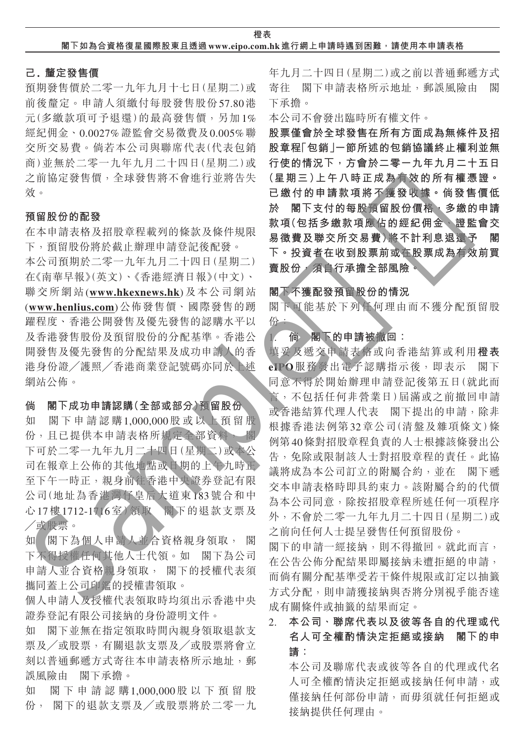## 己. 釐定發售價

預期發售價於二零一九年九月十七日(星期二)或前後釐定。申請人須繳付每股發售股份57.80港元(多繳款項可予退還)的最高發售價，另加1%經紀佣金、0.0027%證監會交易徵費及0.005%聯交所交易費。倘若本公司與聯席代表(代表包銷商)並無於二零一九年九月二十四日(星期二)或之前協定發售價，全球發售將不會進行並將告失效。

### 預留股份的配發

在本申請表格及招股章程載列的條款及條件規限下，預留股份將於截止辦理申請登記後配發。

本公司預期於二零一九年九月二十四日(星期二)在《南華早報》(英文)、《香港經濟日報》(中文)、聯交所網站(**www.hkexnews.hk**)及本公司網站(**www.henlius.com**)公佈發售價、國際發售的踴躍程度、香港公開發售及優先發售的認購水平以及香港發售股份及預留股份的分配基準。香港公開發售及優先發售的分配結果及成功申請人的香港身份證／護照／香港商業登記號碼亦同於上述網站公佈。

### 倘 閣下成功申請認購(全部或部分)預留股份

如 閣下申請認購1,000,000股或以上預留股份，且已提供本申請表格所規定全部資料， 閣下可於二零一九年九月二十四日(星期二)或本公司在報章上公佈的其他地點或日期的上午九時正至下午一時正，親身前往香港中央證券登記有限公司(地址為香港灣仔皇后大道東183號合和中心17樓1712-1716室)領取 閣下的退款支票及／或股票。

如 閣下為個人申請人並合資格親身領取， 閣下不得授權任何其他人士代領。如 閣下為公司申請人並合資格親身領取， 閣下的授權代表須攜同蓋上公司印鑑的授權書領取。

個人申請人及授權代表領取時均須出示香港中央證券登記有限公司接納的身份證明文件。

如 閣下並無在指定領取時間內親身領取退款支票及／或股票，有關退款支票及／或股票將會立刻以普通郵遞方式寄往本申請表格所示地址，郵誤風險由 閣下承擔。

如 閣下申請認購1,000,000股以下預留股份， 閣下的退款支票及／或股票將於二零一九年九月二十四日(星期二)或之前以普通郵遞方式寄往 閣下申請表格所示地址，郵誤風險由 閣下承擔。

本公司不會發出臨時所有權文件。

**股票僅會於全球發售在所有方面成為無條件及招股章程「包銷」一節所述的包銷協議終止權利並無行使的情況下，方會於二零一九年九月二十五日(星期三)上午八時正成為有效的所有權憑證。已繳付的申請款項將不獲發收據。倘發售價低於 閣下支付的每股預留股份價格，多繳的申請款項(包括多繳款項應佔的經紀佣金、證監會交易徵費及聯交所交易費)將不計利息退還予 閣下。投資者在收到股票前或在股票成為有效前買賣股份，須自行承擔全部風險。**

### 閣下不獲配發預留股份的情況

閣下可能基於下列任何理由而不獲分配預留股份：

1. **倘 閣下的申請被撤回：**

填妥及遞交申請表格或向香港結算或利用**橙表eIPO**服務發出電子認購指示後，即表示 閣下同意不得於開始辦理申請登記後第五日(就此而言，不包括任何非營業日)屆滿或之前撤回申請或香港結算代理人代表 閣下提出的申請，除非根據香港法例第32章公司(清盤及雜項條文)條例第40條對招股章程負責的人士根據該條發出公告，免除或限制該人士對招股章程的責任。此協議將成為本公司訂立的附屬合約，並在 閣下遞交本申請表格時即具約束力。該附屬合約的代價為本公司同意，除按招股章程所述任何一項程序外，不會於二零一九年九月二十四日(星期二)或之前向任何人士提呈發售任何預留股份。

閣下的申請一經接納，則不得撤回。就此而言，在公告公佈分配結果即屬接納未遭拒絕的申請，而倘有關分配基準受若干條件規限或訂定以抽籤方式分配，則申請獲接納與否將分別視乎能否達成有關條件或抽籤的結果而定。

2. **本公司、聯席代表以及彼等各自的代理或代名人可全權酌情決定拒絕或接納 閣下的申請：**

   本公司及聯席代表或彼等各自的代理或代名人可全權酌情決定拒絕或接納任何申請，或僅接納任何部份申請，而毋須就任何拒絕或接納提供任何理由。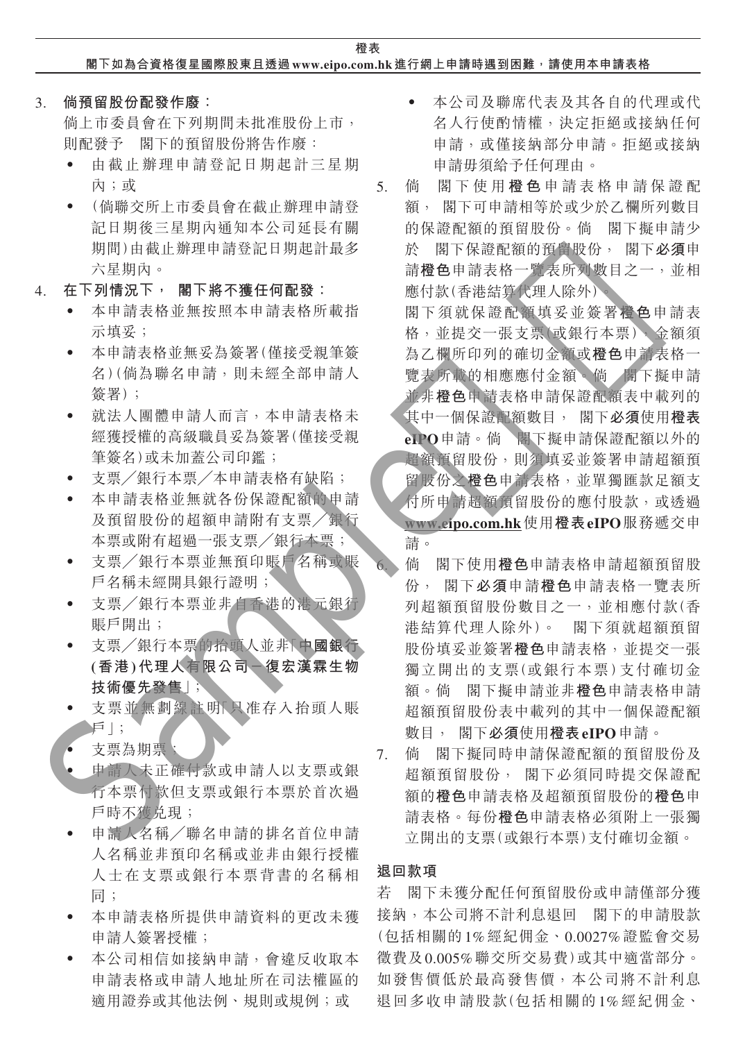3. **倘預留股份配發作廢：**

倘上市委員會在下列期間未批准股份上市，則配發予　閣下的預留股份將告作廢：

- 由截止辦理申請登記日期起計三星期內；或
- （倘聯交所上市委員會在截止辦理申請登記日期後三星期內通知本公司延長有關期間）由截止辦理申請登記日期起計最多六星期內。

4. **在下列情況下，　閣下將不獲任何配發：**

- 本申請表格並無按照本申請表格所載指示填妥；
- 本申請表格並無妥為簽署（僅接受親筆簽名）（倘為聯名申請，則未經全部申請人簽署）；
- 就法人團體申請人而言，本申請表格未經獲授權的高級職員妥為簽署（僅接受親筆簽名）或未加蓋公司印鑑；
- 支票／銀行本票／本申請表格有缺陷；
- 本申請表格並無就各份保證配額的申請及預留股份的超額申請附有支票／銀行本票或附有超過一張支票／銀行本票；
- 支票／銀行本票並無預印賬戶名稱或賬戶名稱未經開具銀行證明；
- 支票／銀行本票並非自香港的港元銀行賬戶開出；
- 支票／銀行本票的抬頭人並非「**中國銀行（香港）代理人有限公司－復宏漢霖生物技術優先發售**」；
- 支票並無劃線註明「只准存入抬頭人賬戶」；
- 支票為期票；
- 申請人未正確付款或申請人以支票或銀行本票付款但支票或銀行本票於首次過戶時不獲兌現；
- 申請人名稱／聯名申請的排名首位申請人名稱並非預印名稱或並非由銀行授權人士在支票或銀行本票背書的名稱相同；
- 本申請表格所提供申請資料的更改未獲申請人簽署授權；
- 本公司相信如接納申請，會違反收取本申請表格或申請人地址所在司法權區的適用證券或其他法例、規則或規例；或
- 本公司及聯席代表及其各自的代理或代名人行使酌情權，決定拒絕或接納任何申請，或僅接納部分申請。拒絕或接納申請毋須給予任何理由。

5. 倘　閣下使用**橙色**申請表格申請保證配額，　閣下可申請相等於或少於乙欄所列數目的保證配額的預留股份。倘　閣下擬申請少於　閣下保證配額的預留股份，　閣下**必須**申請**橙色**申請表格一覽表所列數目之一，並相應付款（香港結算代理人除外）。

　閣下須就保證配額填妥並簽署**橙色**申請表格，並提交一張支票（或銀行本票），金額須為乙欄所印列的確切金額或**橙色**申請表格一覽表所載的相應應付金額。倘　閣下擬申請並非**橙色**申請表格申請保證配額表中載列的其中一個保證配額數目，　閣下**必須**使用**橙表eIPO**申請。倘　閣下擬申請保證配額以外的超額預留股份，則須填妥並簽署申請超額預留股份之**橙色**申請表格，並單獨匯款足額支付所申請超額預留股份的應付股款，或透過**www.eipo.com.hk**使用**橙表eIPO**服務遞交申請。

6. 倘　閣下使用**橙色**申請表格申請超額預留股份，　閣下**必須**申請**橙色**申請表格一覽表所列超額預留股份數目之一，並相應付款（香港結算代理人除外）。　閣下須就超額預留股份填妥並簽署**橙色**申請表格，並提交一張獨立開出的支票（或銀行本票）支付確切金額。倘　閣下擬申請並非**橙色**申請表格申請超額預留股份表中載列的其中一個保證配額數目，　閣下**必須**使用**橙表eIPO**申請。

7. 倘　閣下擬同時申請保證配額的預留股份及超額預留股份，　閣下必須同時提交保證配額的**橙色**申請表格及超額預留股份的**橙色**申請表格。每份**橙色**申請表格必須附上一張獨立開出的支票（或銀行本票）支付確切金額。

**退回款項**

若　閣下未獲分配任何預留股份或申請僅部分獲接納，本公司將不計利息退回　閣下的申請股款（包括相關的1%經紀佣金、0.0027%證監會交易徵費及0.005%聯交所交易費）或其中適當部分。如發售價低於最高發售價，本公司將不計利息退回多收申請股款（包括相關的1%經紀佣金、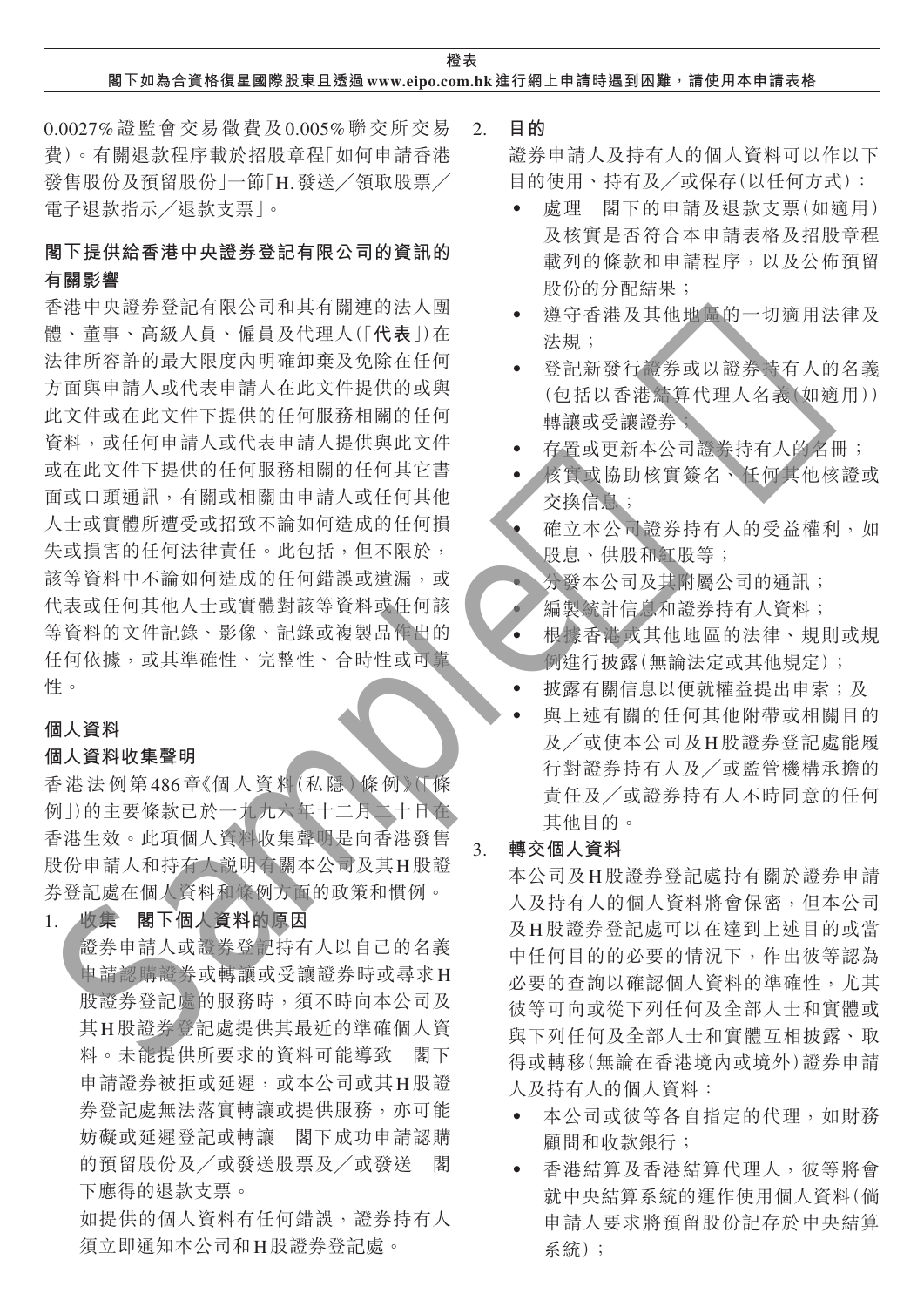0.0027%證監會交易徵費及0.005%聯交所交易費)。有關退款程序載於招股章程「如何申請香港發售股份及預留股份」一節「H.發送╱領取股票╱電子退款指示╱退款支票」。

**閣下提供給香港中央證券登記有限公司的資訊的有關影響**

香港中央證券登記有限公司和其有關連的法人團體、董事、高級人員、僱員及代理人(「**代表**」)在法律所容許的最大限度內明確卸棄及免除在任何方面與申請人或代表申請人在此文件提供的或與此文件或在此文件下提供的任何服務相關的任何資料,或任何申請人或代表申請人提供與此文件或在此文件下提供的任何服務相關的任何其它書面或口頭通訊,有關或相關由申請人或任何其他人士或實體所遭受或招致不論如何造成的任何損失或損害的任何法律責任。此包括,但不限於,該等資料中不論如何造成的任何錯誤或遺漏,或代表或任何其他人士或實體對該等資料或任何該等資料的文件記錄、影像、記錄或複製品作出的任何依據,或其準確性、完整性、合時性或可靠性。

**個人資料**

**個人資料收集聲明**

香港法例第486章《個人資料(私隱)條例》(「條例」)的主要條款已於一九九六年十二月二十日在香港生效。此項個人資料收集聲明是向香港發售股份申請人和持有人說明有關本公司及其H股證券登記處在個人資料和條例方面的政策和慣例。

1. **收集　閣下個人資料的原因**

   證券申請人或證券登記持有人以自己的名義申請認購證券或轉讓或受讓證券時或尋求H股證券登記處的服務時,須不時向本公司及其H股證券登記處提供其最近的準確個人資料。未能提供所要求的資料可能導致　閣下申請證券被拒或延遲,或本公司或其H股證券登記處無法落實轉讓或提供服務,亦可能妨礙或延遲登記或轉讓　閣下成功申請認購的預留股份及╱或發送股票及╱或發送　閣下應得的退款支票。

   如提供的個人資料有任何錯誤,證券持有人須立即通知本公司和H股證券登記處。

2. **目的**

   證券申請人及持有人的個人資料可以作以下目的使用、持有及╱或保存(以任何方式):

   - 處理　閣下的申請及退款支票(如適用)及核實是否符合本申請表格及招股章程載列的條款和申請程序,以及公佈預留股份的分配結果;
   - 遵守香港及其他地區的一切適用法律及法規;
   - 登記新發行證券或以證券持有人的名義(包括以香港結算代理人名義(如適用))轉讓或受讓證券;
   - 存置或更新本公司證券持有人的名冊;
   - 核實或協助核實簽名、任何其他核證或交換信息;
   - 確立本公司證券持有人的受益權利,如股息、供股和紅股等;
   - 分發本公司及其附屬公司的通訊;
   - 編製統計信息和證券持有人資料;
   - 根據香港或其他地區的法律、規則或規例進行披露(無論法定或其他規定);
   - 披露有關信息以便就權益提出申索;及
   - 與上述有關的任何其他附帶或相關目的及╱或使本公司及H股證券登記處能履行對證券持有人及╱或監管機構承擔的責任及╱或證券持有人不時同意的任何其他目的。

3. **轉交個人資料**

   本公司及H股證券登記處持有關於證券申請人及持有人的個人資料將會保密,但本公司及H股證券登記處可以在達到上述目的或當中任何目的的必要的情況下,作出彼等認為必要的查詢以確認個人資料的準確性,尤其彼等可向或從下列任何及全部人士和實體或與下列任何及全部人士和實體互相披露、取得或轉移(無論在香港境內或境外)證券申請人及持有人的個人資料:

   - 本公司或彼等各自指定的代理,如財務顧問和收款銀行;
   - 香港結算及香港結算代理人,彼等將會就中央結算系統的運作使用個人資料(倘申請人要求將預留股份記存於中央結算系統);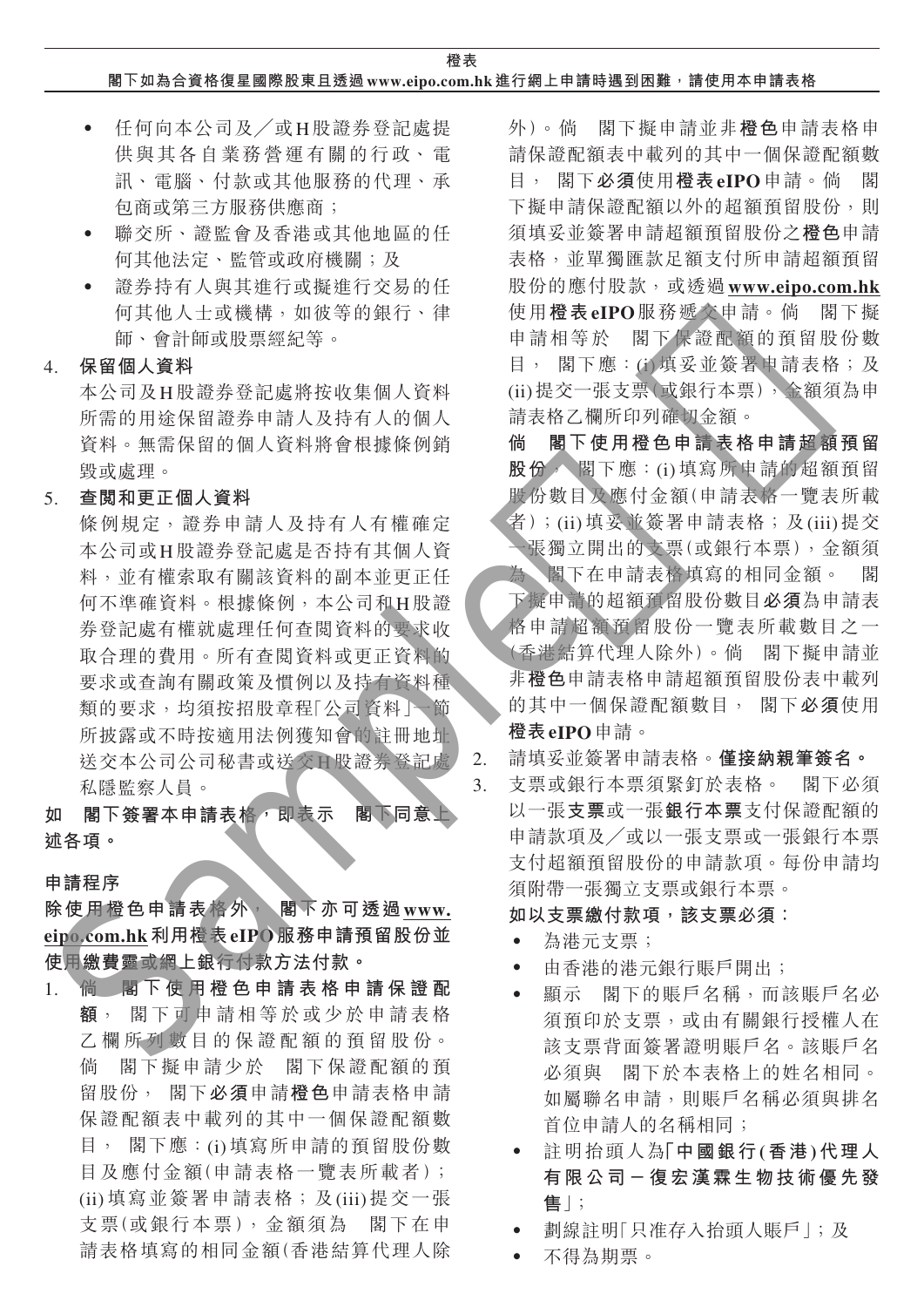- 任何向本公司及／或H股證券登記處提供與其各自業務營運有關的行政、電訊、電腦、付款或其他服務的代理、承包商或第三方服務供應商；
- 聯交所、證監會及香港或其他地區的任何其他法定、監管或政府機關；及
- 證券持有人與其進行或擬進行交易的任何其他人士或機構，如彼等的銀行、律師、會計師或股票經紀等。

4. **保留個人資料**

   本公司及H股證券登記處將按收集個人資料所需的用途保留證券申請人及持有人的個人資料。無需保留的個人資料將會根據條例銷毀或處理。

5. **查閱和更正個人資料**

   條例規定，證券申請人及持有人有權確定本公司或H股證券登記處是否持有其個人資料，並有權索取有關該資料的副本並更正任何不準確資料。根據條例，本公司和H股證券登記處有權就處理任何查閱資料的要求收取合理的費用。所有查閱資料或更正資料的要求或查詢有關政策及慣例以及持有資料種類的要求，均須按招股章程「公司資料」一節所披露或不時按適用法例獲知會的註冊地址送交本公司公司秘書或送交H股證券登記處私隱監察人員。

**如 閣下簽署本申請表格，即表示 閣下同意上述各項。**

**申請程序**

**除使用橙色申請表格外， 閣下亦可透過www.eipo.com.hk利用橙表eIPO服務申請預留股份並使用繳費靈或網上銀行付款方法付款。**

1. **倘 閣下使用橙色申請表格申請保證配額**， 閣下可申請相等於或少於申請表格乙欄所列數目的保證配額的預留股份。倘 閣下擬申請少於 閣下保證配額的預留股份， 閣下**必須**申請**橙色**申請表格申請保證配額表中載列的其中一個保證配額數目， 閣下應：(i)填寫所申請的預留股份數目及應付金額(申請表格一覽表所載者)；(ii)填寫並簽署申請表格；及(iii)提交一張支票(或銀行本票)，金額須為 閣下在申請表格填寫的相同金額(香港結算代理人除外)。倘 閣下擬申請並非**橙色**申請表格申請保證配額表中載列的其中一個保證配額數目， 閣下**必須**使用**橙表eIPO**申請。倘 閣下擬申請保證配額以外的超額預留股份，則須填妥並簽署申請超額預留股份之**橙色**申請表格，並單獨匯款足額支付所申請超額預留股份的應付股款，或透過**www.eipo.com.hk**使用**橙表eIPO**服務遞交申請。倘 閣下擬申請相等於 閣下保證配額的預留股份數目， 閣下應：(i)填妥並簽署申請表格；及(ii)提交一張支票(或銀行本票)，金額須為申請表格乙欄所印列確切金額。

   **倘 閣下使用橙色申請表格申請超額預留股份**， 閣下應：(i)填寫所申請的超額預留股份數目及應付金額(申請表格一覽表所載者)；(ii)填妥並簽署申請表格；及(iii)提交一張獨立開出的支票(或銀行本票)，金額須為 閣下在申請表格填寫的相同金額。 閣下擬申請的超額預留股份數目**必須**為申請表格申請超額預留股份一覽表所載數目之一(香港結算代理人除外)。倘 閣下擬申請並非**橙色**申請表格申請超額預留股份表中載列的其中一個保證配額數目， 閣下**必須**使用**橙表eIPO**申請。

2. 請填妥並簽署申請表格。**僅接納親筆簽名。**

3. 支票或銀行本票須緊釘於表格。 閣下必須以一張**支票**或一張**銀行本票**支付保證配額的申請款項及／或以一張支票或一張銀行本票支付超額預留股份的申請款項。每份申請均須附帶一張獨立支票或銀行本票。

   **如以支票繳付款項，該支票必須：**

   - 為港元支票；
   - 由香港的港元銀行賬戶開出；
   - 顯示 閣下的賬戶名稱，而該賬戶名必須預印於支票，或由有關銀行授權人在該支票背面簽署證明賬戶名。該賬戶名必須與 閣下於本表格上的姓名相同。如屬聯名申請，則賬戶名稱必須與排名首位申請人的名稱相同；
   - 註明抬頭人為「**中國銀行(香港)代理人有限公司－復宏漢霖生物技術優先發售**」；
   - 劃線註明「只准存入抬頭人賬戶」；及
   - 不得為期票。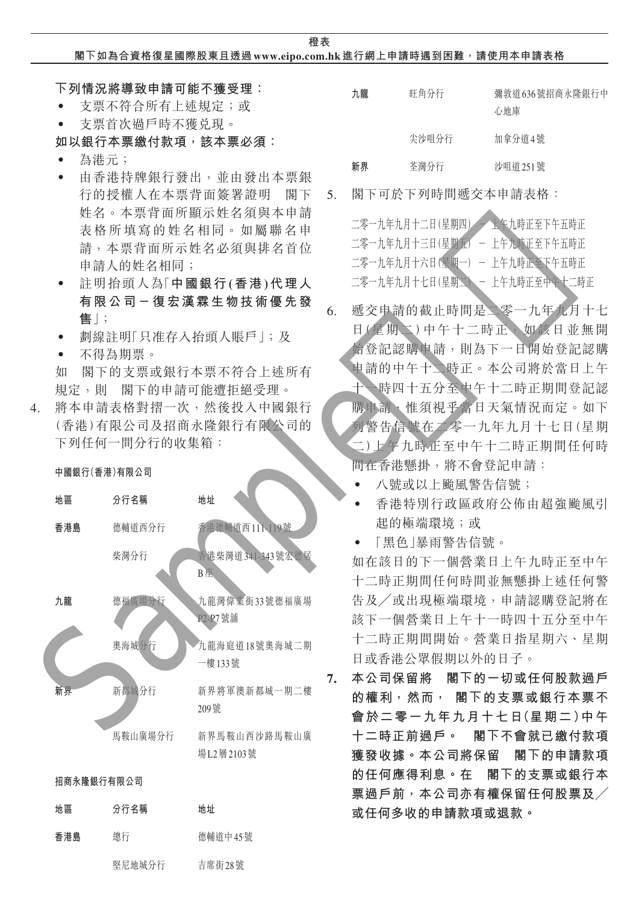**下列情況將導致申請可能不獲受理：**

- 支票不符合所有上述規定；或
- 支票首次過戶時不獲兌現。

**如以銀行本票繳付款項，該本票必須：**

- 為港元；
- 由香港持牌銀行發出，並由發出本票銀行的授權人在本票背面簽署證明　閣下姓名。本票背面所顯示姓名須與本申請表格所填寫的姓名相同。如屬聯名申請，本票背面所示姓名必須與排名首位申請人的姓名相同；
- 註明抬頭人為「**中國銀行(香港)代理人有限公司－復宏漢霖生物技術優先發售**」；
- 劃線註明「只准存入抬頭人賬戶」；及
- 不得為期票。

如　閣下的支票或銀行本票不符合上述所有規定，則　閣下的申請可能遭拒絕受理。

4. 將本申請表格對摺一次，然後投入中國銀行(香港)有限公司及招商永隆銀行有限公司的下列任何一間分行的收集箱：

**中國銀行(香港)有限公司**

| 地區 | 分行名稱 | 地址 |
|---|---|---|
| 香港島 | 德輔道西分行 | 香港德輔道西111-119號 |
| | 柴灣分行 | 香港柴灣道341-343號宏德居B座 |
| 九龍 | 德福廣場分行 | 九龍灣偉業街33號德福廣場P2-P7號舖 |
| | 奧海城分行 | 九龍海庭道18號奧海城二期一樓133號 |
| 新界 | 新都城分行 | 新界將軍澳新都城一期二樓209號 |
| | 馬鞍山廣場分行 | 新界馬鞍山西沙路馬鞍山廣場L2層2103號 |

**招商永隆銀行有限公司**

| 地區 | 分行名稱 | 地址 |
|---|---|---|
| 香港島 | 總行 | 德輔道中45號 |
| | 堅尼地城分行 | 吉席街28號 |
| 九龍 | 旺角分行 | 彌敦道636號招商永隆銀行中心地庫 |
| | 尖沙咀分行 | 加拿分道4號 |
| 新界 | 荃灣分行 | 沙咀道251號 |

5. 閣下可於下列時間遞交本申請表格：

二零一九年九月十二日(星期四) － 上午九時正至下午五時正
二零一九年九月十三日(星期五) － 上午九時正至下午五時正
二零一九年九月十六日(星期一) － 上午九時正至下午五時正
二零一九年九月十七日(星期二) － 上午九時正至中午十二時正

6. 遞交申請的截止時間是二零一九年九月十七日(星期二)中午十二時正，如該日並無開始登記認購申請，則為下一日開始登記認購申請的中午十二時正。本公司將於當日上午十一時四十五分至中午十二時正期間登記認購申請，惟須視乎當日天氣情況而定。如下列警告信號在二零一九年九月十七日(星期二)上午九時正至中午十二時正期間任何時間在香港懸掛，將不會登記申請：

   - 八號或以上颱風警告信號；
   - 香港特別行政區政府公佈由超強颱風引起的極端環境；或
   - 「黑色」暴雨警告信號。

   如在該日的下一個營業日上午九時正至中午十二時正期間任何時間並無懸掛上述任何警告及／或出現極端環境，申請認購登記將在該下一個營業日上午十一時四十五分至中午十二時正期間開始。營業日指星期六、星期日或香港公眾假期以外的日子。

7. **本公司保留將　閣下的一切或任何股款過戶的權利，然而，　閣下的支票或銀行本票不會於二零一九年九月十七日(星期二)中午十二時正前過戶。　閣下不會就已繳付款項獲發收據。本公司將保留　閣下的申請款項的任何應得利息。在　閣下的支票或銀行本票過戶前，本公司亦有權保留任何股票及／或任何多收的申請款項或退款。**